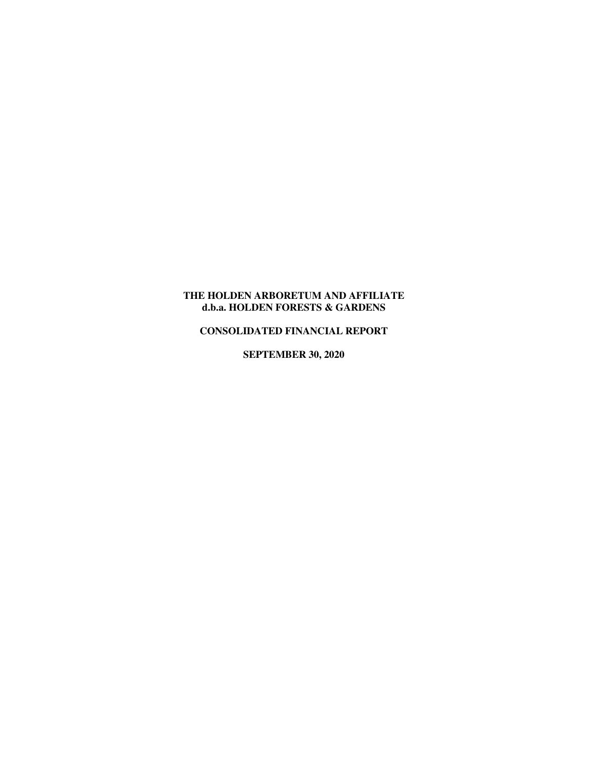**THE HOLDEN ARBORETUM AND AFFILIATE**
**d.b.a. HOLDEN FORESTS & GARDENS**

**CONSOLIDATED FINANCIAL REPORT**

**SEPTEMBER 30, 2020**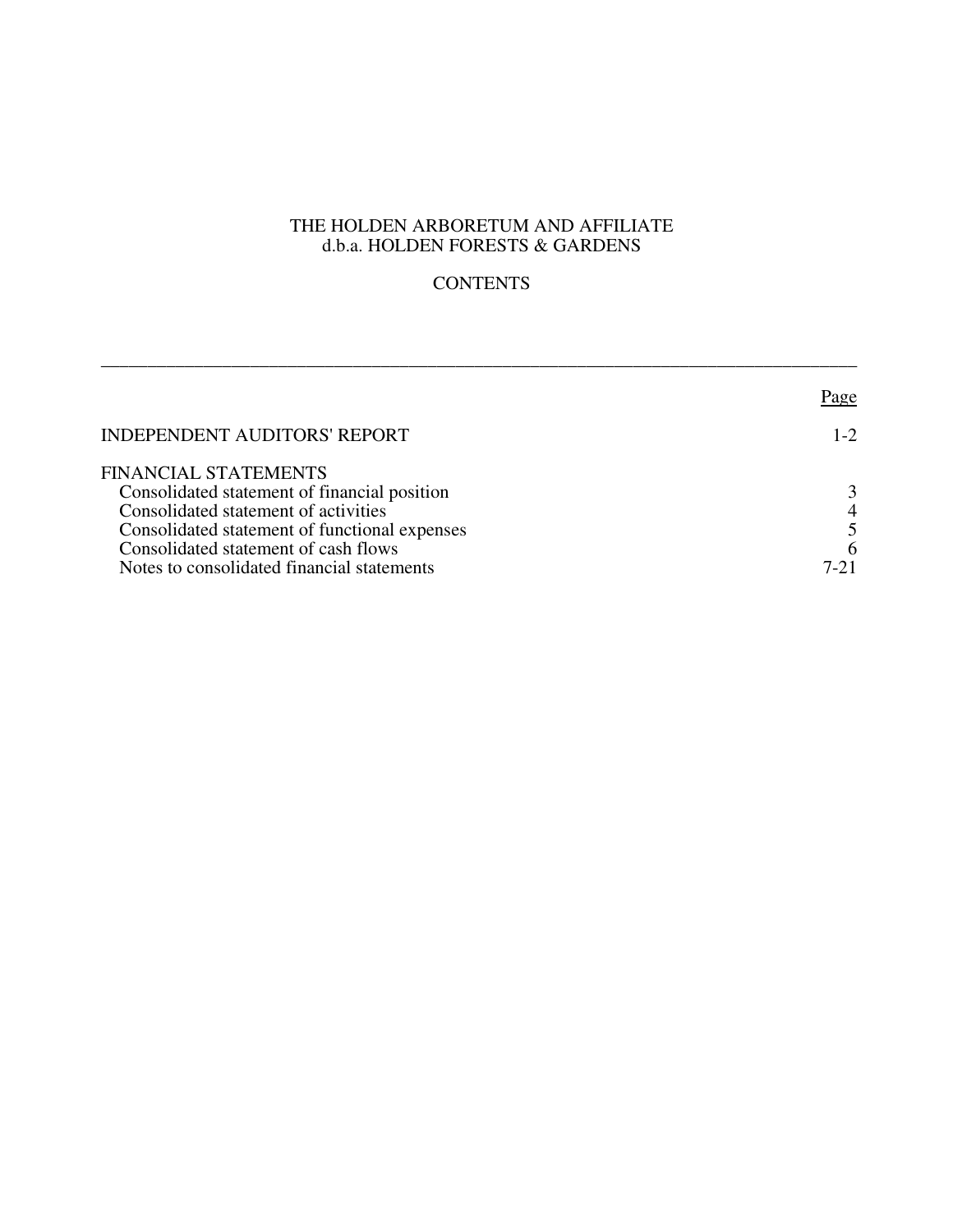# THE HOLDEN ARBORETUM AND AFFILIATE
## d.b.a. HOLDEN FORESTS & GARDENS

## CONTENTS

| | Page |
|---|---|
| INDEPENDENT AUDITORS' REPORT | 1-2 |
| FINANCIAL STATEMENTS | |
| Consolidated statement of financial position | 3 |
| Consolidated statement of activities | 4 |
| Consolidated statement of functional expenses | 5 |
| Consolidated statement of cash flows | 6 |
| Notes to consolidated financial statements | 7-21 |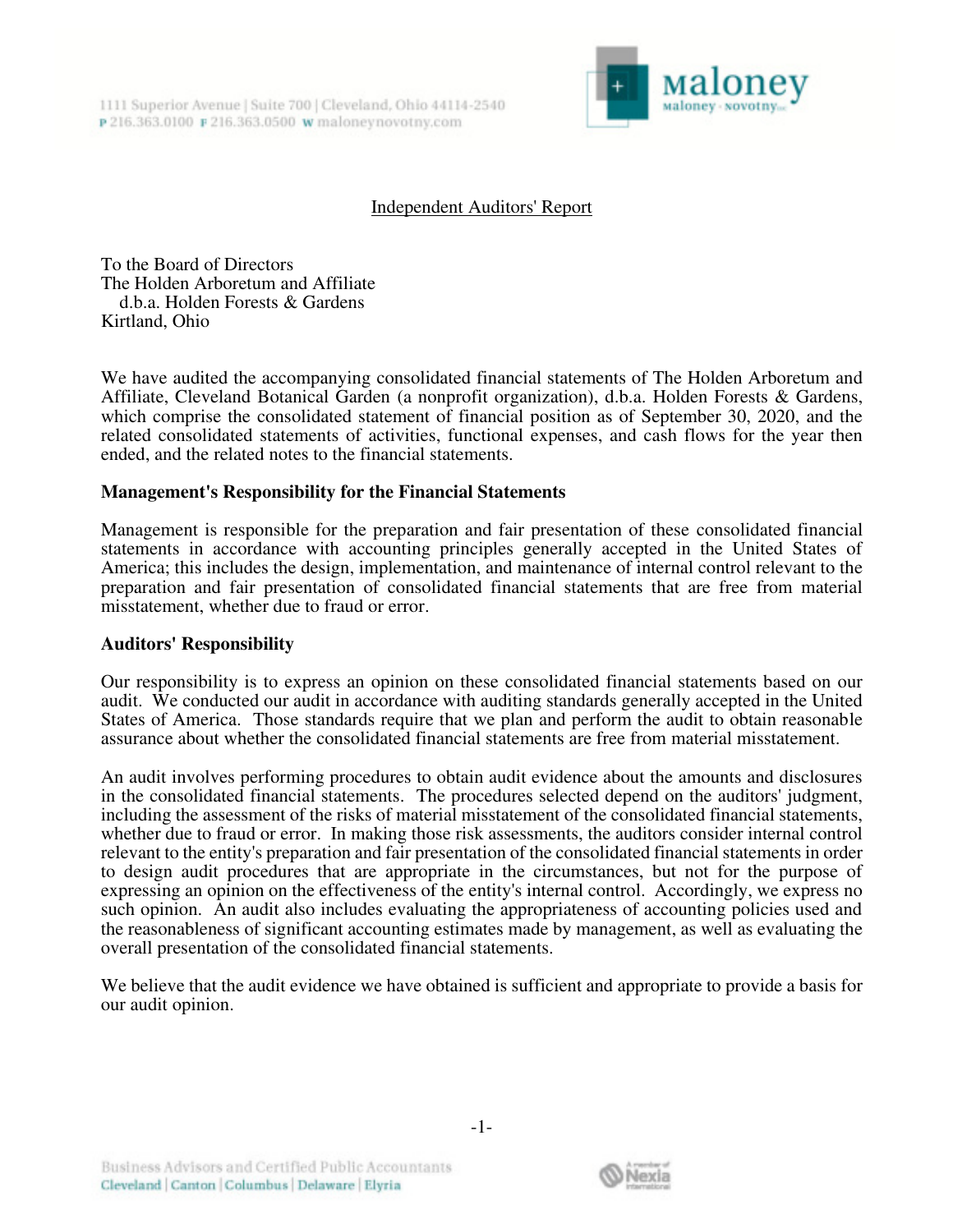Independent Auditors' Report

To the Board of Directors
The Holden Arboretum and Affiliate
d.b.a. Holden Forests & Gardens
Kirtland, Ohio

We have audited the accompanying consolidated financial statements of The Holden Arboretum and Affiliate, Cleveland Botanical Garden (a nonprofit organization), d.b.a. Holden Forests & Gardens, which comprise the consolidated statement of financial position as of September 30, 2020, and the related consolidated statements of activities, functional expenses, and cash flows for the year then ended, and the related notes to the financial statements.

**Management's Responsibility for the Financial Statements**

Management is responsible for the preparation and fair presentation of these consolidated financial statements in accordance with accounting principles generally accepted in the United States of America; this includes the design, implementation, and maintenance of internal control relevant to the preparation and fair presentation of consolidated financial statements that are free from material misstatement, whether due to fraud or error.

**Auditors' Responsibility**

Our responsibility is to express an opinion on these consolidated financial statements based on our audit. We conducted our audit in accordance with auditing standards generally accepted in the United States of America. Those standards require that we plan and perform the audit to obtain reasonable assurance about whether the consolidated financial statements are free from material misstatement.

An audit involves performing procedures to obtain audit evidence about the amounts and disclosures in the consolidated financial statements. The procedures selected depend on the auditors' judgment, including the assessment of the risks of material misstatement of the consolidated financial statements, whether due to fraud or error. In making those risk assessments, the auditors consider internal control relevant to the entity's preparation and fair presentation of the consolidated financial statements in order to design audit procedures that are appropriate in the circumstances, but not for the purpose of expressing an opinion on the effectiveness of the entity's internal control. Accordingly, we express no such opinion. An audit also includes evaluating the appropriateness of accounting policies used and the reasonableness of significant accounting estimates made by management, as well as evaluating the overall presentation of the consolidated financial statements.

We believe that the audit evidence we have obtained is sufficient and appropriate to provide a basis for our audit opinion.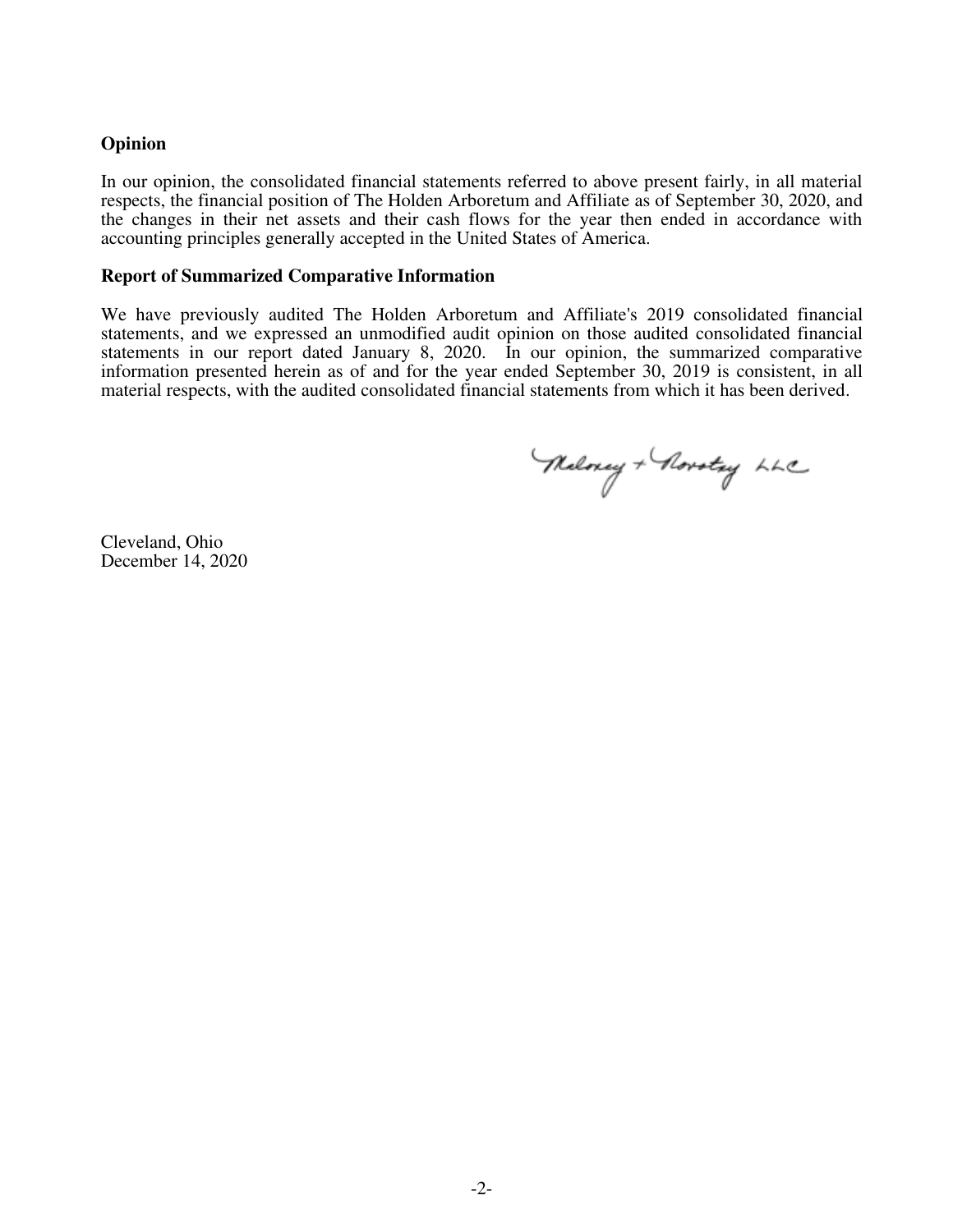## Opinion

In our opinion, the consolidated financial statements referred to above present fairly, in all material respects, the financial position of The Holden Arboretum and Affiliate as of September 30, 2020, and the changes in their net assets and their cash flows for the year then ended in accordance with accounting principles generally accepted in the United States of America.

## Report of Summarized Comparative Information

We have previously audited The Holden Arboretum and Affiliate's 2019 consolidated financial statements, and we expressed an unmodified audit opinion on those audited consolidated financial statements in our report dated January 8, 2020. In our opinion, the summarized comparative information presented herein as of and for the year ended September 30, 2019 is consistent, in all material respects, with the audited consolidated financial statements from which it has been derived.

Maloney + Novotny LLC

Cleveland, Ohio
December 14, 2020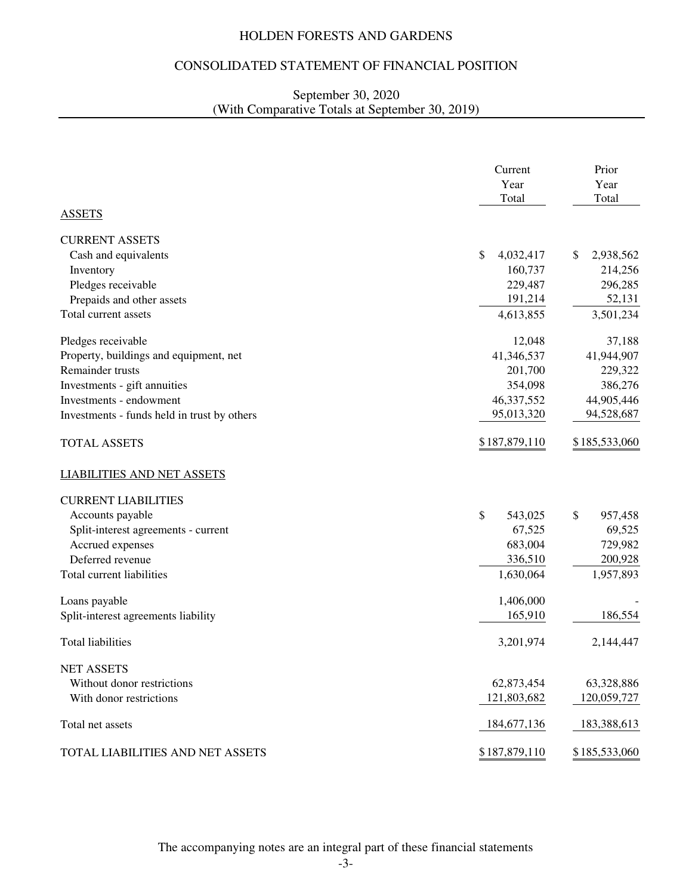# HOLDEN FORESTS AND GARDENS

## CONSOLIDATED STATEMENT OF FINANCIAL POSITION

September 30, 2020
(With Comparative Totals at September 30, 2019)

| | Current Year Total | Prior Year Total |
|---|---|---|
| ASSETS | | |
| CURRENT ASSETS | | |
| Cash and equivalents | $ 4,032,417 | $ 2,938,562 |
| Inventory | 160,737 | 214,256 |
| Pledges receivable | 229,487 | 296,285 |
| Prepaids and other assets | 191,214 | 52,131 |
| Total current assets | 4,613,855 | 3,501,234 |
| Pledges receivable | 12,048 | 37,188 |
| Property, buildings and equipment, net | 41,346,537 | 41,944,907 |
| Remainder trusts | 201,700 | 229,322 |
| Investments - gift annuities | 354,098 | 386,276 |
| Investments - endowment | 46,337,552 | 44,905,446 |
| Investments - funds held in trust by others | 95,013,320 | 94,528,687 |
| TOTAL ASSETS | $ 187,879,110 | $ 185,533,060 |
| LIABILITIES AND NET ASSETS | | |
| CURRENT LIABILITIES | | |
| Accounts payable | $ 543,025 | $ 957,458 |
| Split-interest agreements - current | 67,525 | 69,525 |
| Accrued expenses | 683,004 | 729,982 |
| Deferred revenue | 336,510 | 200,928 |
| Total current liabilities | 1,630,064 | 1,957,893 |
| Loans payable | 1,406,000 | - |
| Split-interest agreements liability | 165,910 | 186,554 |
| Total liabilities | 3,201,974 | 2,144,447 |
| NET ASSETS | | |
| Without donor restrictions | 62,873,454 | 63,328,886 |
| With donor restrictions | 121,803,682 | 120,059,727 |
| Total net assets | 184,677,136 | 183,388,613 |
| TOTAL LIABILITIES AND NET ASSETS | $ 187,879,110 | $ 185,533,060 |

The accompanying notes are an integral part of these financial statements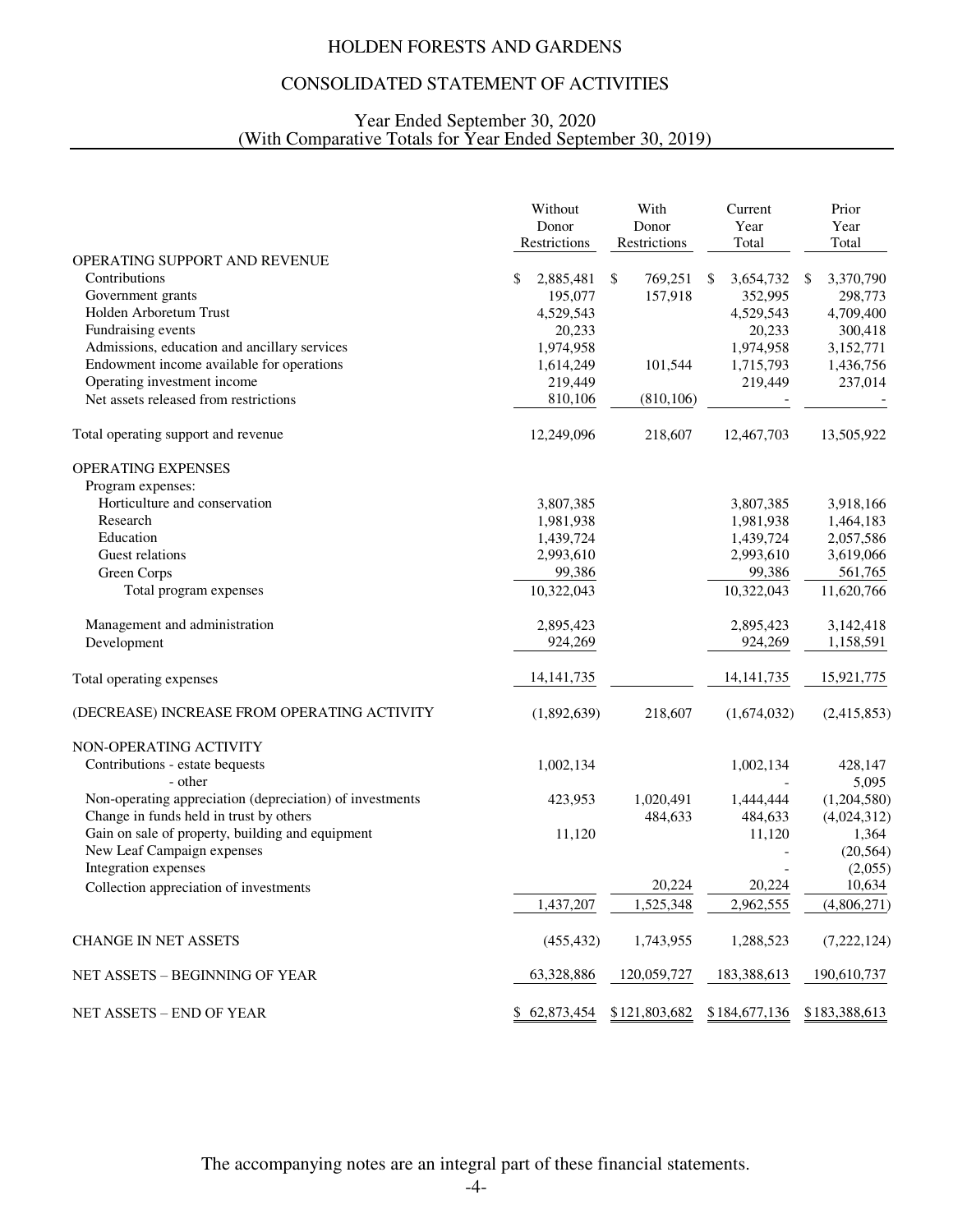# HOLDEN FORESTS AND GARDENS

## CONSOLIDATED STATEMENT OF ACTIVITIES

Year Ended September 30, 2020
(With Comparative Totals for Year Ended September 30, 2019)

| | Without Donor Restrictions | With Donor Restrictions | Current Year Total | Prior Year Total |
|---|---|---|---|---|
| OPERATING SUPPORT AND REVENUE | | | | |
| Contributions | $ 2,885,481 | $ 769,251 | $ 3,654,732 | $ 3,370,790 |
| Government grants | 195,077 | 157,918 | 352,995 | 298,773 |
| Holden Arboretum Trust | 4,529,543 | | 4,529,543 | 4,709,400 |
| Fundraising events | 20,233 | | 20,233 | 300,418 |
| Admissions, education and ancillary services | 1,974,958 | | 1,974,958 | 3,152,771 |
| Endowment income available for operations | 1,614,249 | 101,544 | 1,715,793 | 1,436,756 |
| Operating investment income | 219,449 | | 219,449 | 237,014 |
| Net assets released from restrictions | 810,106 | (810,106) | - | - |
| Total operating support and revenue | 12,249,096 | 218,607 | 12,467,703 | 13,505,922 |
| OPERATING EXPENSES | | | | |
| Program expenses: | | | | |
| Horticulture and conservation | 3,807,385 | | 3,807,385 | 3,918,166 |
| Research | 1,981,938 | | 1,981,938 | 1,464,183 |
| Education | 1,439,724 | | 1,439,724 | 2,057,586 |
| Guest relations | 2,993,610 | | 2,993,610 | 3,619,066 |
| Green Corps | 99,386 | | 99,386 | 561,765 |
| Total program expenses | 10,322,043 | | 10,322,043 | 11,620,766 |
| Management and administration | 2,895,423 | | 2,895,423 | 3,142,418 |
| Development | 924,269 | | 924,269 | 1,158,591 |
| Total operating expenses | 14,141,735 | | 14,141,735 | 15,921,775 |
| (DECREASE) INCREASE FROM OPERATING ACTIVITY | (1,892,639) | 218,607 | (1,674,032) | (2,415,853) |
| NON-OPERATING ACTIVITY | | | | |
| Contributions - estate bequests | 1,002,134 | | 1,002,134 | 428,147 |
| - other | | | - | 5,095 |
| Non-operating appreciation (depreciation) of investments | 423,953 | 1,020,491 | 1,444,444 | (1,204,580) |
| Change in funds held in trust by others | | 484,633 | 484,633 | (4,024,312) |
| Gain on sale of property, building and equipment | 11,120 | | 11,120 | 1,364 |
| New Leaf Campaign expenses | | | - | (20,564) |
| Integration expenses | | | - | (2,055) |
| Collection appreciation of investments | | 20,224 | 20,224 | 10,634 |
| | 1,437,207 | 1,525,348 | 2,962,555 | (4,806,271) |
| CHANGE IN NET ASSETS | (455,432) | 1,743,955 | 1,288,523 | (7,222,124) |
| NET ASSETS – BEGINNING OF YEAR | 63,328,886 | 120,059,727 | 183,388,613 | 190,610,737 |
| NET ASSETS – END OF YEAR | $ 62,873,454 | $121,803,682 | $184,677,136 | $183,388,613 |

The accompanying notes are an integral part of these financial statements.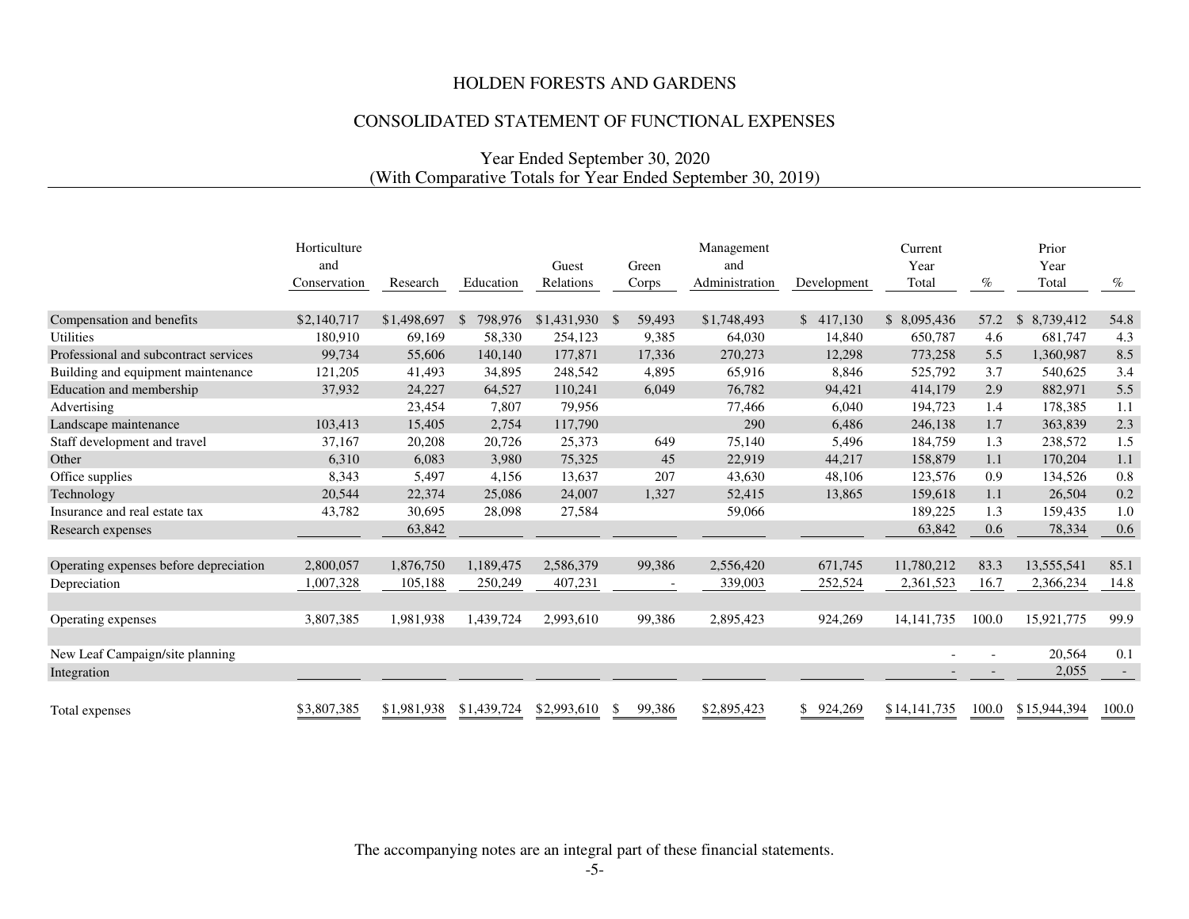# HOLDEN FORESTS AND GARDENS

## CONSOLIDATED STATEMENT OF FUNCTIONAL EXPENSES

Year Ended September 30, 2020
(With Comparative Totals for Year Ended September 30, 2019)

| | Horticulture and Conservation | Research | Education | Guest Relations | Green Corps | Management and Administration | Development | Current Year Total | % | Prior Year Total | % |
|---|---|---|---|---|---|---|---|---|---|---|---|
| Compensation and benefits | $2,140,717 | $1,498,697 | $ 798,976 | $1,431,930 | $ 59,493 | $1,748,493 | $ 417,130 | $ 8,095,436 | 57.2 | $ 8,739,412 | 54.8 |
| Utilities | 180,910 | 69,169 | 58,330 | 254,123 | 9,385 | 64,030 | 14,840 | 650,787 | 4.6 | 681,747 | 4.3 |
| Professional and subcontract services | 99,734 | 55,606 | 140,140 | 177,871 | 17,336 | 270,273 | 12,298 | 773,258 | 5.5 | 1,360,987 | 8.5 |
| Building and equipment maintenance | 121,205 | 41,493 | 34,895 | 248,542 | 4,895 | 65,916 | 8,846 | 525,792 | 3.7 | 540,625 | 3.4 |
| Education and membership | 37,932 | 24,227 | 64,527 | 110,241 | 6,049 | 76,782 | 94,421 | 414,179 | 2.9 | 882,971 | 5.5 |
| Advertising | | 23,454 | 7,807 | 79,956 | | 77,466 | 6,040 | 194,723 | 1.4 | 178,385 | 1.1 |
| Landscape maintenance | 103,413 | 15,405 | 2,754 | 117,790 | | 290 | 6,486 | 246,138 | 1.7 | 363,839 | 2.3 |
| Staff development and travel | 37,167 | 20,208 | 20,726 | 25,373 | 649 | 75,140 | 5,496 | 184,759 | 1.3 | 238,572 | 1.5 |
| Other | 6,310 | 6,083 | 3,980 | 75,325 | 45 | 22,919 | 44,217 | 158,879 | 1.1 | 170,204 | 1.1 |
| Office supplies | 8,343 | 5,497 | 4,156 | 13,637 | 207 | 43,630 | 48,106 | 123,576 | 0.9 | 134,526 | 0.8 |
| Technology | 20,544 | 22,374 | 25,086 | 24,007 | 1,327 | 52,415 | 13,865 | 159,618 | 1.1 | 26,504 | 0.2 |
| Insurance and real estate tax | 43,782 | 30,695 | 28,098 | 27,584 | | 59,066 | | 189,225 | 1.3 | 159,435 | 1.0 |
| Research expenses | | 63,842 | | | | | | 63,842 | 0.6 | 78,334 | 0.6 |
| Operating expenses before depreciation | 2,800,057 | 1,876,750 | 1,189,475 | 2,586,379 | 99,386 | 2,556,420 | 671,745 | 11,780,212 | 83.3 | 13,555,541 | 85.1 |
| Depreciation | 1,007,328 | 105,188 | 250,249 | 407,231 | - | 339,003 | 252,524 | 2,361,523 | 16.7 | 2,366,234 | 14.8 |
| Operating expenses | 3,807,385 | 1,981,938 | 1,439,724 | 2,993,610 | 99,386 | 2,895,423 | 924,269 | 14,141,735 | 100.0 | 15,921,775 | 99.9 |
| New Leaf Campaign/site planning | | | | | | | | - | - | 20,564 | 0.1 |
| Integration | | | | | | | | - | - | 2,055 | - |
| Total expenses | $3,807,385 | $1,981,938 | $1,439,724 | $2,993,610 | $ 99,386 | $2,895,423 | $ 924,269 | $14,141,735 | 100.0 | $15,944,394 | 100.0 |

The accompanying notes are an integral part of these financial statements.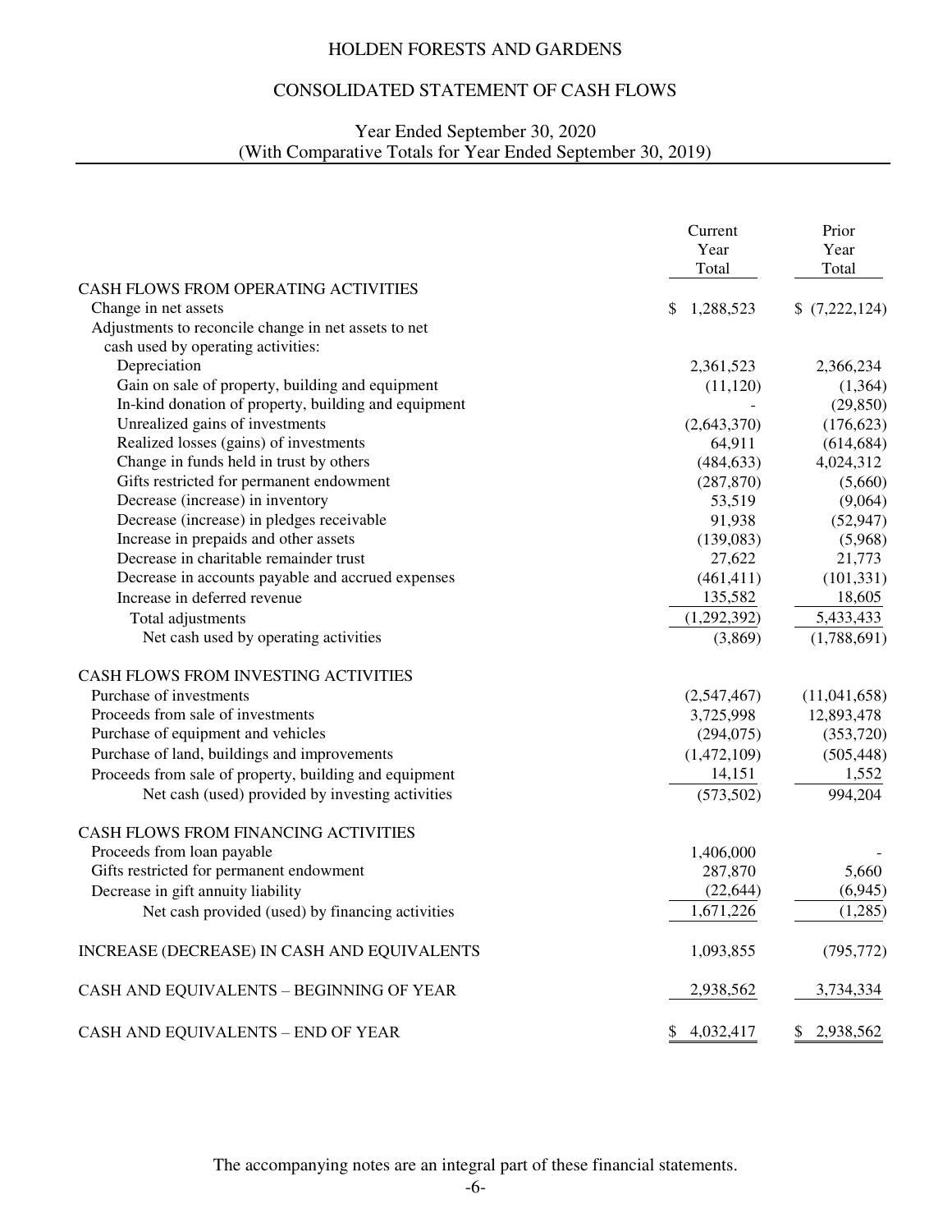# HOLDEN FORESTS AND GARDENS

## CONSOLIDATED STATEMENT OF CASH FLOWS

Year Ended September 30, 2020
(With Comparative Totals for Year Ended September 30, 2019)

| | Current Year Total | Prior Year Total |
|---|---|---|
| CASH FLOWS FROM OPERATING ACTIVITIES | | |
| Change in net assets | $ 1,288,523 | $ (7,222,124) |
| Adjustments to reconcile change in net assets to net cash used by operating activities: | | |
| Depreciation | 2,361,523 | 2,366,234 |
| Gain on sale of property, building and equipment | (11,120) | (1,364) |
| In-kind donation of property, building and equipment | - | (29,850) |
| Unrealized gains of investments | (2,643,370) | (176,623) |
| Realized losses (gains) of investments | 64,911 | (614,684) |
| Change in funds held in trust by others | (484,633) | 4,024,312 |
| Gifts restricted for permanent endowment | (287,870) | (5,660) |
| Decrease (increase) in inventory | 53,519 | (9,064) |
| Decrease (increase) in pledges receivable | 91,938 | (52,947) |
| Increase in prepaids and other assets | (139,083) | (5,968) |
| Decrease in charitable remainder trust | 27,622 | 21,773 |
| Decrease in accounts payable and accrued expenses | (461,411) | (101,331) |
| Increase in deferred revenue | 135,582 | 18,605 |
| Total adjustments | (1,292,392) | 5,433,433 |
| Net cash used by operating activities | (3,869) | (1,788,691) |
| CASH FLOWS FROM INVESTING ACTIVITIES | | |
| Purchase of investments | (2,547,467) | (11,041,658) |
| Proceeds from sale of investments | 3,725,998 | 12,893,478 |
| Purchase of equipment and vehicles | (294,075) | (353,720) |
| Purchase of land, buildings and improvements | (1,472,109) | (505,448) |
| Proceeds from sale of property, building and equipment | 14,151 | 1,552 |
| Net cash (used) provided by investing activities | (573,502) | 994,204 |
| CASH FLOWS FROM FINANCING ACTIVITIES | | |
| Proceeds from loan payable | 1,406,000 | - |
| Gifts restricted for permanent endowment | 287,870 | 5,660 |
| Decrease in gift annuity liability | (22,644) | (6,945) |
| Net cash provided (used) by financing activities | 1,671,226 | (1,285) |
| INCREASE (DECREASE) IN CASH AND EQUIVALENTS | 1,093,855 | (795,772) |
| CASH AND EQUIVALENTS – BEGINNING OF YEAR | 2,938,562 | 3,734,334 |
| CASH AND EQUIVALENTS – END OF YEAR | $ 4,032,417 | $ 2,938,562 |

The accompanying notes are an integral part of these financial statements.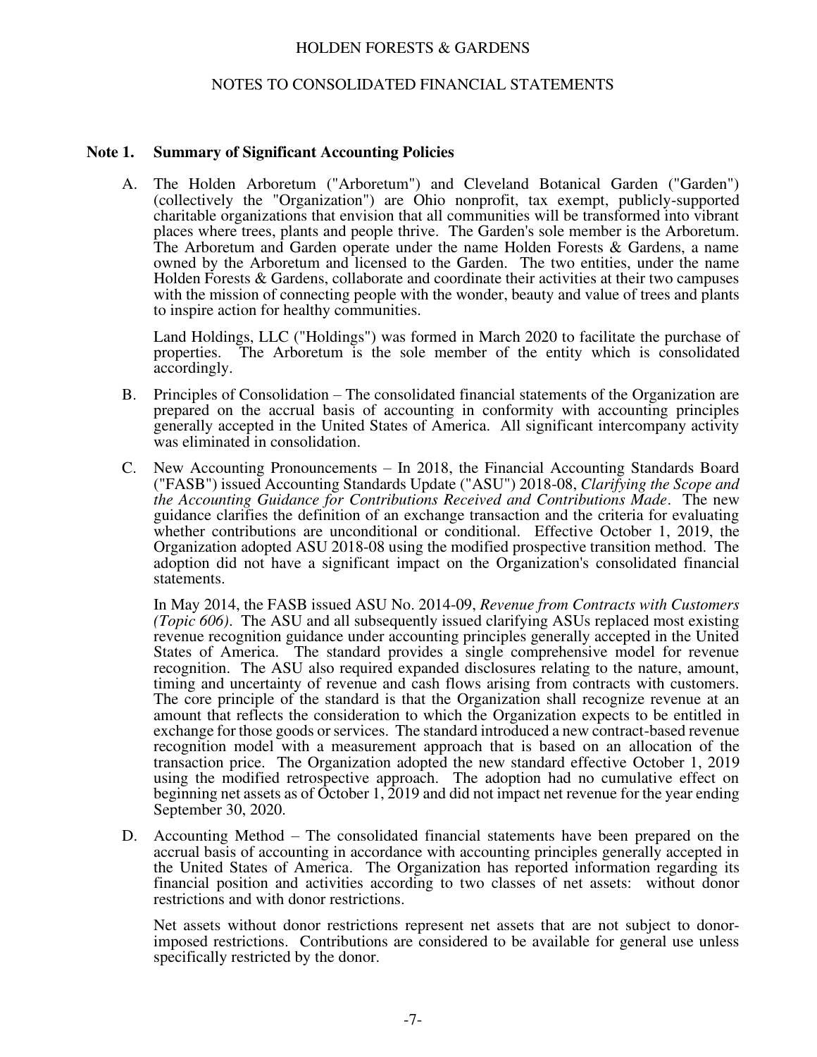HOLDEN FORESTS & GARDENS

NOTES TO CONSOLIDATED FINANCIAL STATEMENTS

## Note 1. Summary of Significant Accounting Policies

A. The Holden Arboretum ("Arboretum") and Cleveland Botanical Garden ("Garden") (collectively the "Organization") are Ohio nonprofit, tax exempt, publicly-supported charitable organizations that envision that all communities will be transformed into vibrant places where trees, plants and people thrive. The Garden's sole member is the Arboretum. The Arboretum and Garden operate under the name Holden Forests & Gardens, a name owned by the Arboretum and licensed to the Garden. The two entities, under the name Holden Forests & Gardens, collaborate and coordinate their activities at their two campuses with the mission of connecting people with the wonder, beauty and value of trees and plants to inspire action for healthy communities.

   Land Holdings, LLC ("Holdings") was formed in March 2020 to facilitate the purchase of properties. The Arboretum is the sole member of the entity which is consolidated accordingly.

B. Principles of Consolidation – The consolidated financial statements of the Organization are prepared on the accrual basis of accounting in conformity with accounting principles generally accepted in the United States of America. All significant intercompany activity was eliminated in consolidation.

C. New Accounting Pronouncements – In 2018, the Financial Accounting Standards Board ("FASB") issued Accounting Standards Update ("ASU") 2018-08, *Clarifying the Scope and the Accounting Guidance for Contributions Received and Contributions Made*. The new guidance clarifies the definition of an exchange transaction and the criteria for evaluating whether contributions are unconditional or conditional. Effective October 1, 2019, the Organization adopted ASU 2018-08 using the modified prospective transition method. The adoption did not have a significant impact on the Organization's consolidated financial statements.

   In May 2014, the FASB issued ASU No. 2014-09, *Revenue from Contracts with Customers (Topic 606)*. The ASU and all subsequently issued clarifying ASUs replaced most existing revenue recognition guidance under accounting principles generally accepted in the United States of America. The standard provides a single comprehensive model for revenue recognition. The ASU also required expanded disclosures relating to the nature, amount, timing and uncertainty of revenue and cash flows arising from contracts with customers. The core principle of the standard is that the Organization shall recognize revenue at an amount that reflects the consideration to which the Organization expects to be entitled in exchange for those goods or services. The standard introduced a new contract-based revenue recognition model with a measurement approach that is based on an allocation of the transaction price. The Organization adopted the new standard effective October 1, 2019 using the modified retrospective approach. The adoption had no cumulative effect on beginning net assets as of October 1, 2019 and did not impact net revenue for the year ending September 30, 2020.

D. Accounting Method – The consolidated financial statements have been prepared on the accrual basis of accounting in accordance with accounting principles generally accepted in the United States of America. The Organization has reported information regarding its financial position and activities according to two classes of net assets: without donor restrictions and with donor restrictions.

   Net assets without donor restrictions represent net assets that are not subject to donor-imposed restrictions. Contributions are considered to be available for general use unless specifically restricted by the donor.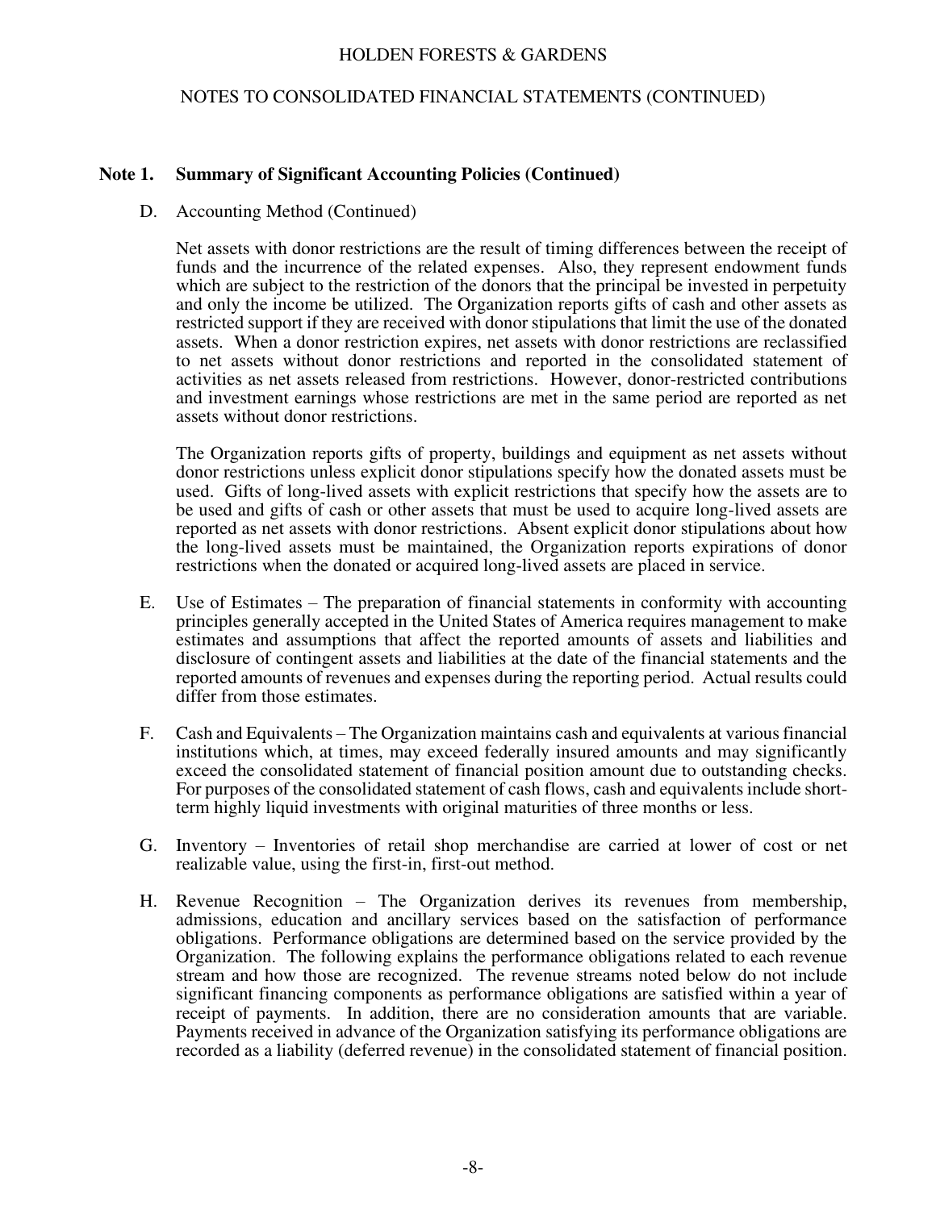## Note 1. Summary of Significant Accounting Policies (Continued)

D. Accounting Method (Continued)

Net assets with donor restrictions are the result of timing differences between the receipt of funds and the incurrence of the related expenses. Also, they represent endowment funds which are subject to the restriction of the donors that the principal be invested in perpetuity and only the income be utilized. The Organization reports gifts of cash and other assets as restricted support if they are received with donor stipulations that limit the use of the donated assets. When a donor restriction expires, net assets with donor restrictions are reclassified to net assets without donor restrictions and reported in the consolidated statement of activities as net assets released from restrictions. However, donor-restricted contributions and investment earnings whose restrictions are met in the same period are reported as net assets without donor restrictions.

The Organization reports gifts of property, buildings and equipment as net assets without donor restrictions unless explicit donor stipulations specify how the donated assets must be used. Gifts of long-lived assets with explicit restrictions that specify how the assets are to be used and gifts of cash or other assets that must be used to acquire long-lived assets are reported as net assets with donor restrictions. Absent explicit donor stipulations about how the long-lived assets must be maintained, the Organization reports expirations of donor restrictions when the donated or acquired long-lived assets are placed in service.

E. Use of Estimates – The preparation of financial statements in conformity with accounting principles generally accepted in the United States of America requires management to make estimates and assumptions that affect the reported amounts of assets and liabilities and disclosure of contingent assets and liabilities at the date of the financial statements and the reported amounts of revenues and expenses during the reporting period. Actual results could differ from those estimates.

F. Cash and Equivalents – The Organization maintains cash and equivalents at various financial institutions which, at times, may exceed federally insured amounts and may significantly exceed the consolidated statement of financial position amount due to outstanding checks. For purposes of the consolidated statement of cash flows, cash and equivalents include short-term highly liquid investments with original maturities of three months or less.

G. Inventory – Inventories of retail shop merchandise are carried at lower of cost or net realizable value, using the first-in, first-out method.

H. Revenue Recognition – The Organization derives its revenues from membership, admissions, education and ancillary services based on the satisfaction of performance obligations. Performance obligations are determined based on the service provided by the Organization. The following explains the performance obligations related to each revenue stream and how those are recognized. The revenue streams noted below do not include significant financing components as performance obligations are satisfied within a year of receipt of payments. In addition, there are no consideration amounts that are variable. Payments received in advance of the Organization satisfying its performance obligations are recorded as a liability (deferred revenue) in the consolidated statement of financial position.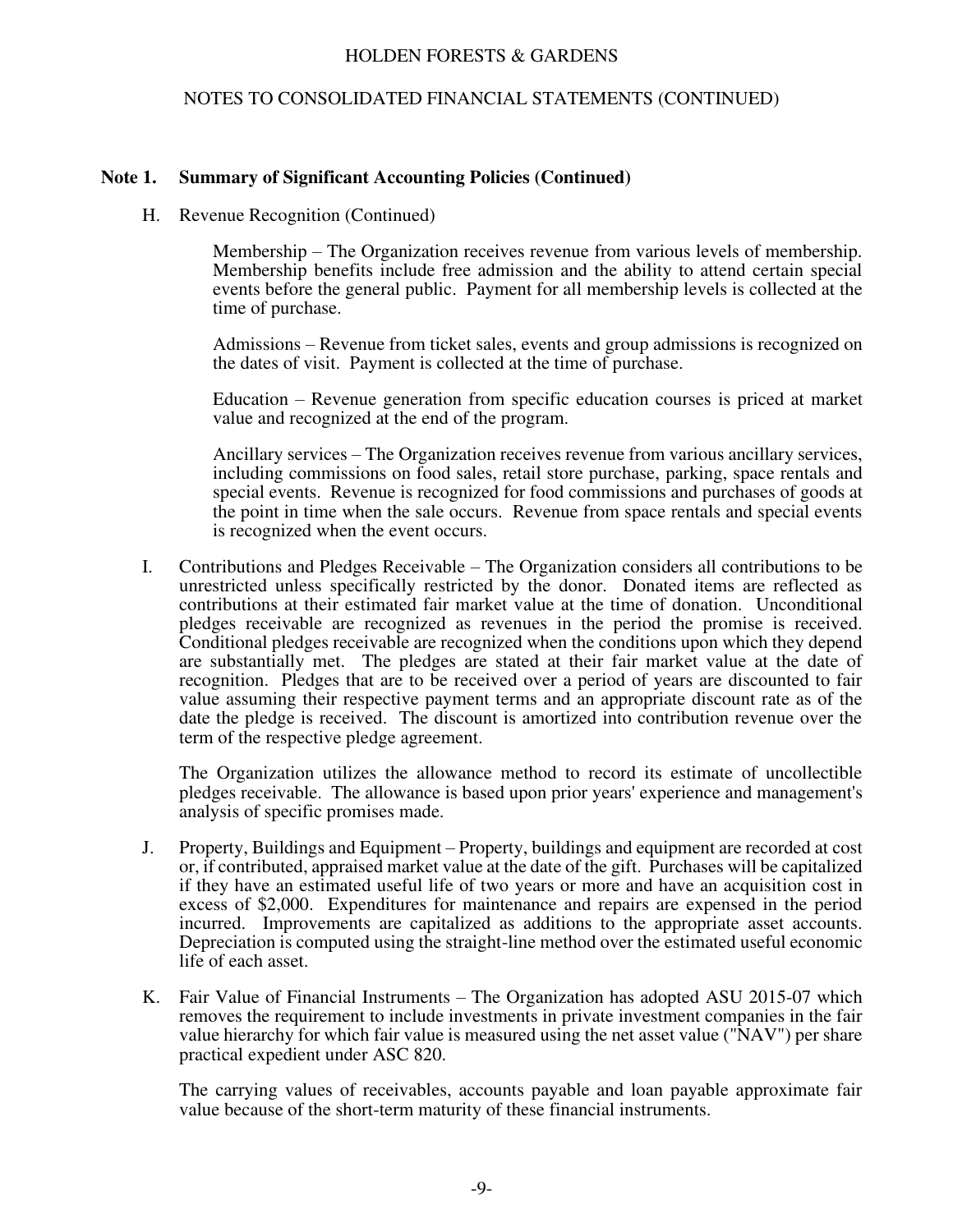## Note 1. Summary of Significant Accounting Policies (Continued)

H. Revenue Recognition (Continued)

Membership – The Organization receives revenue from various levels of membership. Membership benefits include free admission and the ability to attend certain special events before the general public. Payment for all membership levels is collected at the time of purchase.

Admissions – Revenue from ticket sales, events and group admissions is recognized on the dates of visit. Payment is collected at the time of purchase.

Education – Revenue generation from specific education courses is priced at market value and recognized at the end of the program.

Ancillary services – The Organization receives revenue from various ancillary services, including commissions on food sales, retail store purchase, parking, space rentals and special events. Revenue is recognized for food commissions and purchases of goods at the point in time when the sale occurs. Revenue from space rentals and special events is recognized when the event occurs.

I. Contributions and Pledges Receivable – The Organization considers all contributions to be unrestricted unless specifically restricted by the donor. Donated items are reflected as contributions at their estimated fair market value at the time of donation. Unconditional pledges receivable are recognized as revenues in the period the promise is received. Conditional pledges receivable are recognized when the conditions upon which they depend are substantially met. The pledges are stated at their fair market value at the date of recognition. Pledges that are to be received over a period of years are discounted to fair value assuming their respective payment terms and an appropriate discount rate as of the date the pledge is received. The discount is amortized into contribution revenue over the term of the respective pledge agreement.

The Organization utilizes the allowance method to record its estimate of uncollectible pledges receivable. The allowance is based upon prior years' experience and management's analysis of specific promises made.

J. Property, Buildings and Equipment – Property, buildings and equipment are recorded at cost or, if contributed, appraised market value at the date of the gift. Purchases will be capitalized if they have an estimated useful life of two years or more and have an acquisition cost in excess of $2,000. Expenditures for maintenance and repairs are expensed in the period incurred. Improvements are capitalized as additions to the appropriate asset accounts. Depreciation is computed using the straight-line method over the estimated useful economic life of each asset.

K. Fair Value of Financial Instruments – The Organization has adopted ASU 2015-07 which removes the requirement to include investments in private investment companies in the fair value hierarchy for which fair value is measured using the net asset value ("NAV") per share practical expedient under ASC 820.

The carrying values of receivables, accounts payable and loan payable approximate fair value because of the short-term maturity of these financial instruments.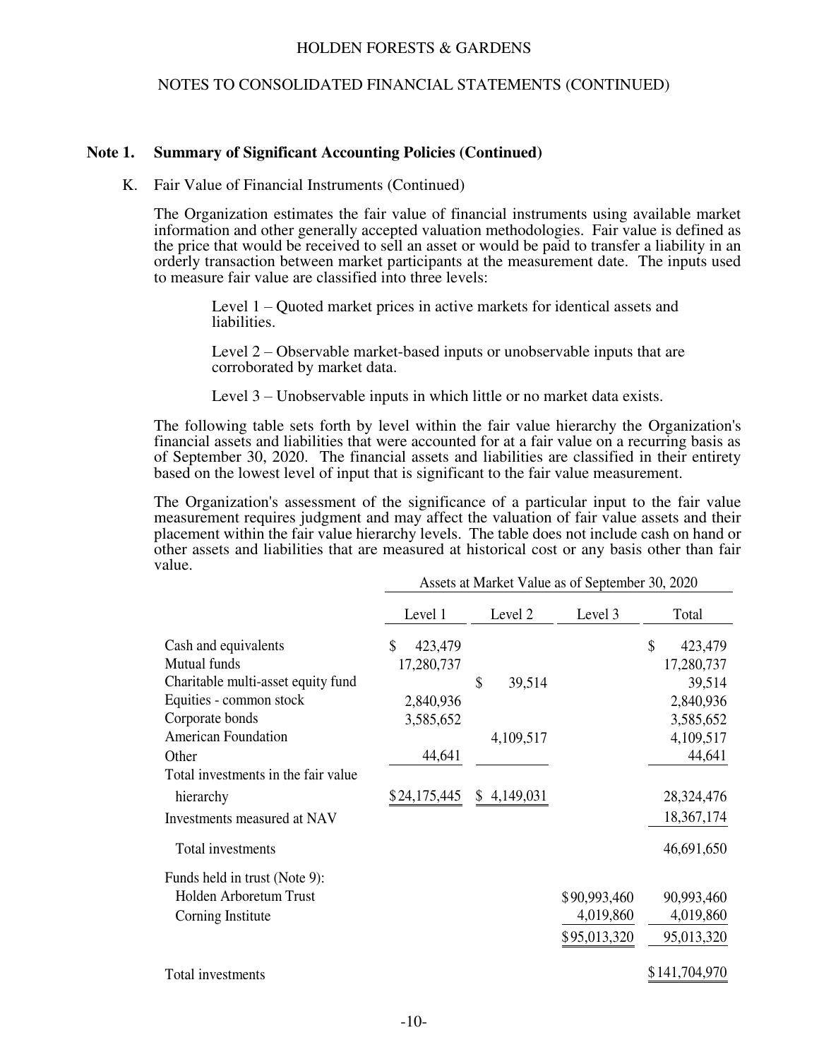## Note 1. Summary of Significant Accounting Policies (Continued)

K. Fair Value of Financial Instruments (Continued)

The Organization estimates the fair value of financial instruments using available market information and other generally accepted valuation methodologies. Fair value is defined as the price that would be received to sell an asset or would be paid to transfer a liability in an orderly transaction between market participants at the measurement date. The inputs used to measure fair value are classified into three levels:

Level 1 – Quoted market prices in active markets for identical assets and liabilities.

Level 2 – Observable market-based inputs or unobservable inputs that are corroborated by market data.

Level 3 – Unobservable inputs in which little or no market data exists.

The following table sets forth by level within the fair value hierarchy the Organization's financial assets and liabilities that were accounted for at a fair value on a recurring basis as of September 30, 2020. The financial assets and liabilities are classified in their entirety based on the lowest level of input that is significant to the fair value measurement.

The Organization's assessment of the significance of a particular input to the fair value measurement requires judgment and may affect the valuation of fair value assets and their placement within the fair value hierarchy levels. The table does not include cash on hand or other assets and liabilities that are measured at historical cost or any basis other than fair value.

| | Assets at Market Value as of September 30, 2020 | | | |
|---|---|---|---|---|
| | Level 1 | Level 2 | Level 3 | Total |
| Cash and equivalents | $ 423,479 | | | $ 423,479 |
| Mutual funds | 17,280,737 | | | 17,280,737 |
| Charitable multi-asset equity fund | | $ 39,514 | | 39,514 |
| Equities - common stock | 2,840,936 | | | 2,840,936 |
| Corporate bonds | 3,585,652 | | | 3,585,652 |
| American Foundation | | 4,109,517 | | 4,109,517 |
| Other | 44,641 | | | 44,641 |
| Total investments in the fair value hierarchy | $24,175,445 | $ 4,149,031 | | 28,324,476 |
| Investments measured at NAV | | | | 18,367,174 |
| Total investments | | | | 46,691,650 |
| Funds held in trust (Note 9): | | | | |
| Holden Arboretum Trust | | | $90,993,460 | 90,993,460 |
| Corning Institute | | | 4,019,860 | 4,019,860 |
| | | | $95,013,320 | 95,013,320 |
| Total investments | | | | $141,704,970 |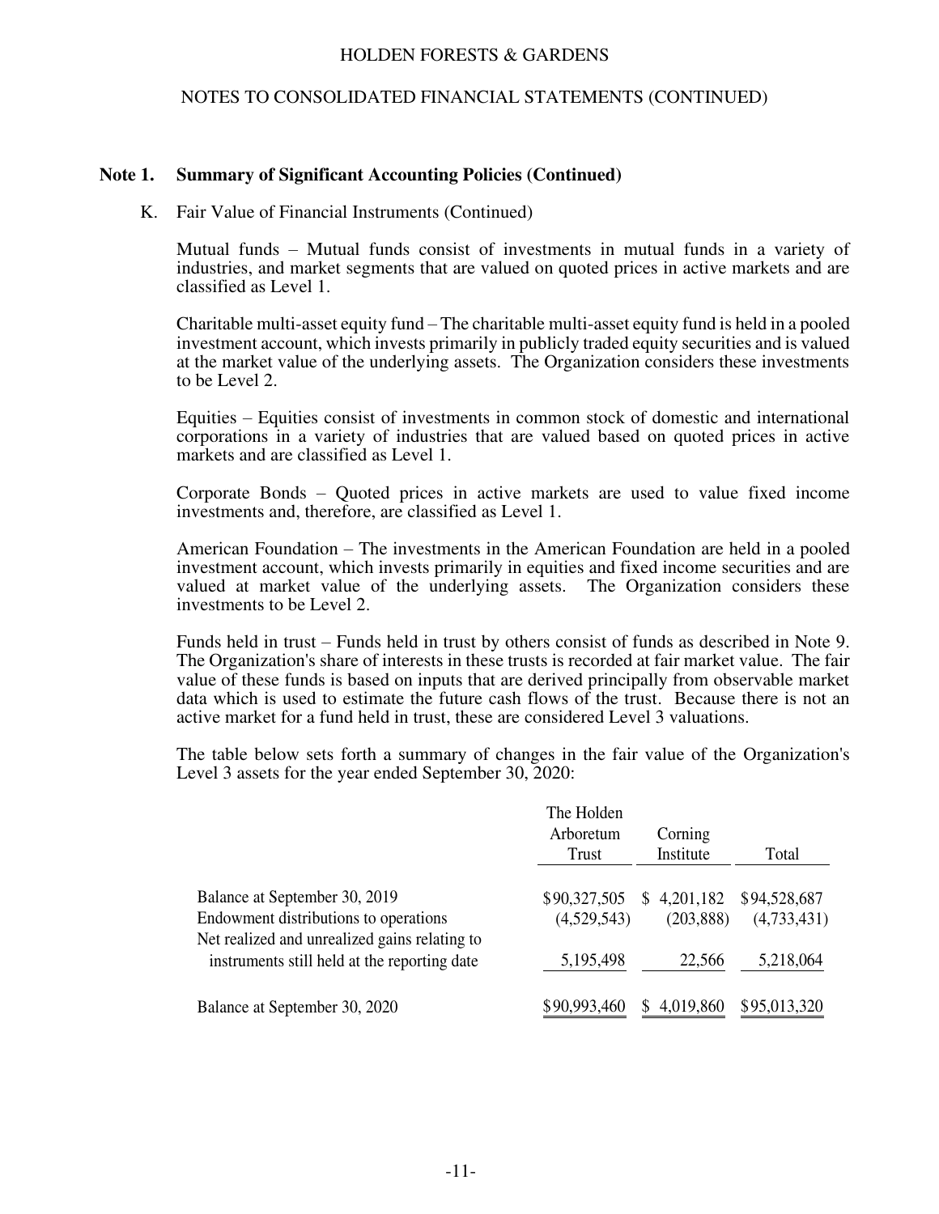## Note 1. Summary of Significant Accounting Policies (Continued)

K. Fair Value of Financial Instruments (Continued)

Mutual funds – Mutual funds consist of investments in mutual funds in a variety of industries, and market segments that are valued on quoted prices in active markets and are classified as Level 1.

Charitable multi-asset equity fund – The charitable multi-asset equity fund is held in a pooled investment account, which invests primarily in publicly traded equity securities and is valued at the market value of the underlying assets. The Organization considers these investments to be Level 2.

Equities – Equities consist of investments in common stock of domestic and international corporations in a variety of industries that are valued based on quoted prices in active markets and are classified as Level 1.

Corporate Bonds – Quoted prices in active markets are used to value fixed income investments and, therefore, are classified as Level 1.

American Foundation – The investments in the American Foundation are held in a pooled investment account, which invests primarily in equities and fixed income securities and are valued at market value of the underlying assets. The Organization considers these investments to be Level 2.

Funds held in trust – Funds held in trust by others consist of funds as described in Note 9. The Organization's share of interests in these trusts is recorded at fair market value. The fair value of these funds is based on inputs that are derived principally from observable market data which is used to estimate the future cash flows of the trust. Because there is not an active market for a fund held in trust, these are considered Level 3 valuations.

The table below sets forth a summary of changes in the fair value of the Organization's Level 3 assets for the year ended September 30, 2020:

| | The Holden Arboretum Trust | Corning Institute | Total |
|---|---|---|---|
| Balance at September 30, 2019 | $90,327,505 | $ 4,201,182 | $94,528,687 |
| Endowment distributions to operations | (4,529,543) | (203,888) | (4,733,431) |
| Net realized and unrealized gains relating to instruments still held at the reporting date | 5,195,498 | 22,566 | 5,218,064 |
| Balance at September 30, 2020 | $90,993,460 | $ 4,019,860 | $95,013,320 |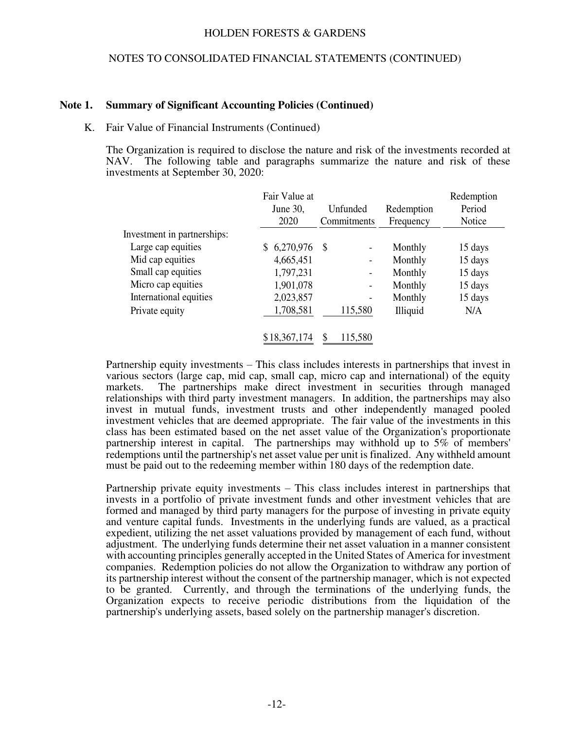## Note 1. Summary of Significant Accounting Policies (Continued)

K. Fair Value of Financial Instruments (Continued)

The Organization is required to disclose the nature and risk of the investments recorded at NAV. The following table and paragraphs summarize the nature and risk of these investments at September 30, 2020:

| | Fair Value at June 30, 2020 | Unfunded Commitments | Redemption Frequency | Redemption Period Notice |
|---|---|---|---|---|
| Investment in partnerships: | | | | |
| Large cap equities | $ 6,270,976 | $ - | Monthly | 15 days |
| Mid cap equities | 4,665,451 | - | Monthly | 15 days |
| Small cap equities | 1,797,231 | - | Monthly | 15 days |
| Micro cap equities | 1,901,078 | - | Monthly | 15 days |
| International equities | 2,023,857 | - | Monthly | 15 days |
| Private equity | 1,708,581 | 115,580 | Illiquid | N/A |
| | $18,367,174 | $ 115,580 | | |

Partnership equity investments – This class includes interests in partnerships that invest in various sectors (large cap, mid cap, small cap, micro cap and international) of the equity markets. The partnerships make direct investment in securities through managed relationships with third party investment managers. In addition, the partnerships may also invest in mutual funds, investment trusts and other independently managed pooled investment vehicles that are deemed appropriate. The fair value of the investments in this class has been estimated based on the net asset value of the Organization's proportionate partnership interest in capital. The partnerships may withhold up to 5% of members' redemptions until the partnership's net asset value per unit is finalized. Any withheld amount must be paid out to the redeeming member within 180 days of the redemption date.

Partnership private equity investments – This class includes interest in partnerships that invests in a portfolio of private investment funds and other investment vehicles that are formed and managed by third party managers for the purpose of investing in private equity and venture capital funds. Investments in the underlying funds are valued, as a practical expedient, utilizing the net asset valuations provided by management of each fund, without adjustment. The underlying funds determine their net asset valuation in a manner consistent with accounting principles generally accepted in the United States of America for investment companies. Redemption policies do not allow the Organization to withdraw any portion of its partnership interest without the consent of the partnership manager, which is not expected to be granted. Currently, and through the terminations of the underlying funds, the Organization expects to receive periodic distributions from the liquidation of the partnership's underlying assets, based solely on the partnership manager's discretion.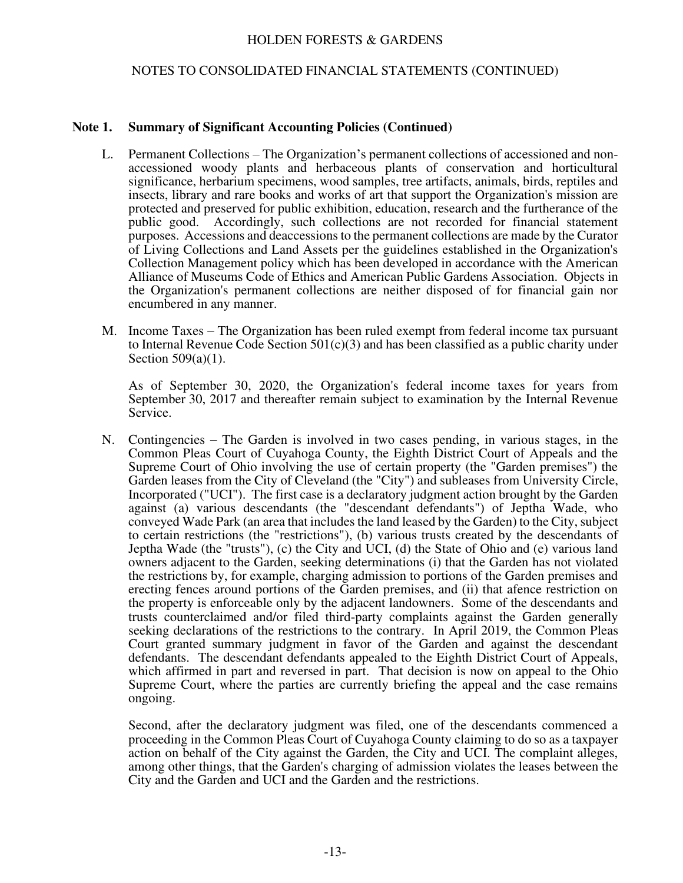HOLDEN FORESTS & GARDENS

NOTES TO CONSOLIDATED FINANCIAL STATEMENTS (CONTINUED)

## Note 1. Summary of Significant Accounting Policies (Continued)

L. Permanent Collections – The Organization's permanent collections of accessioned and non-accessioned woody plants and herbaceous plants of conservation and horticultural significance, herbarium specimens, wood samples, tree artifacts, animals, birds, reptiles and insects, library and rare books and works of art that support the Organization's mission are protected and preserved for public exhibition, education, research and the furtherance of the public good. Accordingly, such collections are not recorded for financial statement purposes. Accessions and deaccessions to the permanent collections are made by the Curator of Living Collections and Land Assets per the guidelines established in the Organization's Collection Management policy which has been developed in accordance with the American Alliance of Museums Code of Ethics and American Public Gardens Association. Objects in the Organization's permanent collections are neither disposed of for financial gain nor encumbered in any manner.

M. Income Taxes – The Organization has been ruled exempt from federal income tax pursuant to Internal Revenue Code Section 501(c)(3) and has been classified as a public charity under Section 509(a)(1).

As of September 30, 2020, the Organization's federal income taxes for years from September 30, 2017 and thereafter remain subject to examination by the Internal Revenue Service.

N. Contingencies – The Garden is involved in two cases pending, in various stages, in the Common Pleas Court of Cuyahoga County, the Eighth District Court of Appeals and the Supreme Court of Ohio involving the use of certain property (the "Garden premises") the Garden leases from the City of Cleveland (the "City") and subleases from University Circle, Incorporated ("UCI"). The first case is a declaratory judgment action brought by the Garden against (a) various descendants (the "descendant defendants") of Jeptha Wade, who conveyed Wade Park (an area that includes the land leased by the Garden) to the City, subject to certain restrictions (the "restrictions"), (b) various trusts created by the descendants of Jeptha Wade (the "trusts"), (c) the City and UCI, (d) the State of Ohio and (e) various land owners adjacent to the Garden, seeking determinations (i) that the Garden has not violated the restrictions by, for example, charging admission to portions of the Garden premises and erecting fences around portions of the Garden premises, and (ii) that afence restriction on the property is enforceable only by the adjacent landowners. Some of the descendants and trusts counterclaimed and/or filed third-party complaints against the Garden generally seeking declarations of the restrictions to the contrary. In April 2019, the Common Pleas Court granted summary judgment in favor of the Garden and against the descendant defendants. The descendant defendants appealed to the Eighth District Court of Appeals, which affirmed in part and reversed in part. That decision is now on appeal to the Ohio Supreme Court, where the parties are currently briefing the appeal and the case remains ongoing.

Second, after the declaratory judgment was filed, one of the descendants commenced a proceeding in the Common Pleas Court of Cuyahoga County claiming to do so as a taxpayer action on behalf of the City against the Garden, the City and UCI. The complaint alleges, among other things, that the Garden's charging of admission violates the leases between the City and the Garden and UCI and the Garden and the restrictions.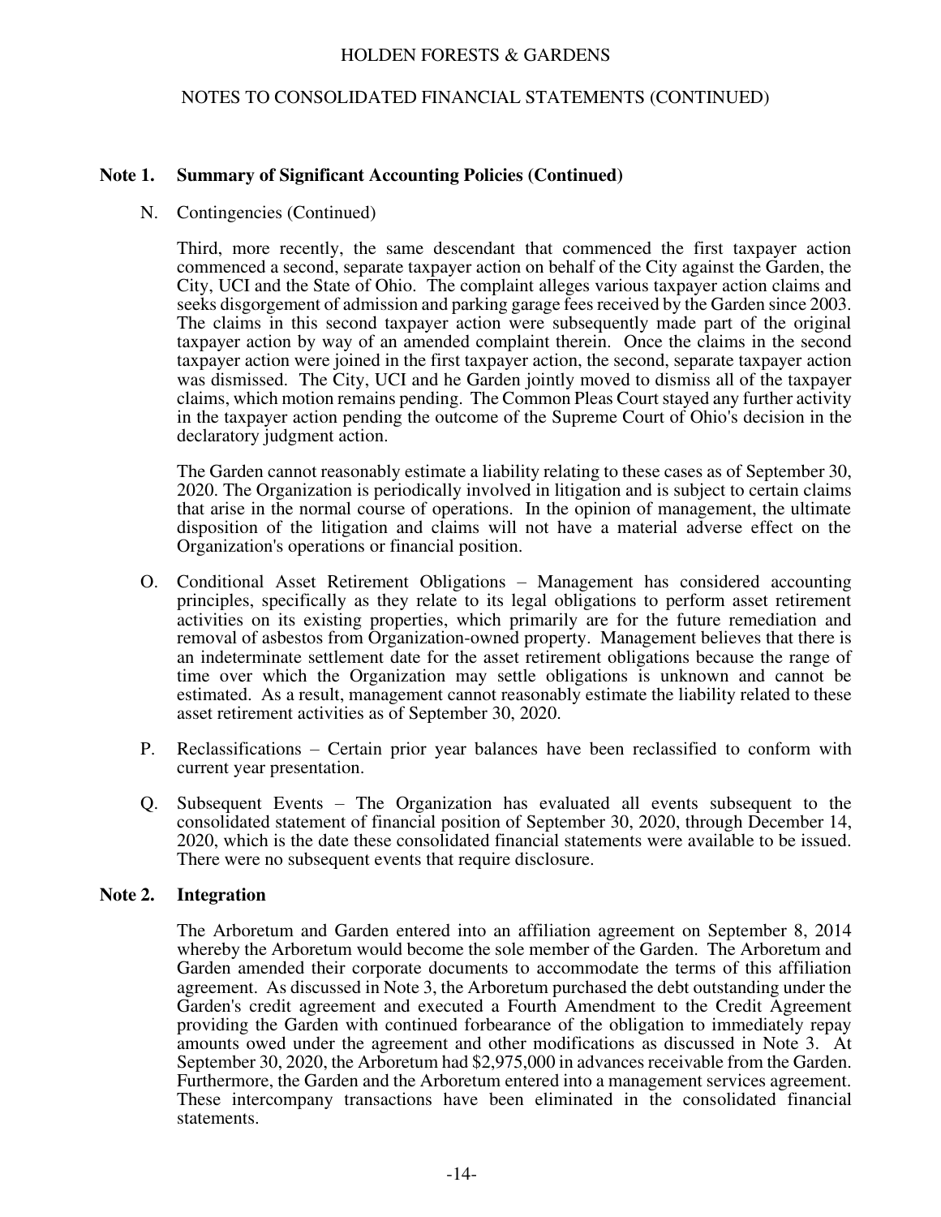# HOLDEN FORESTS & GARDENS

## NOTES TO CONSOLIDATED FINANCIAL STATEMENTS (CONTINUED)

### Note 1. Summary of Significant Accounting Policies (Continued)

N. Contingencies (Continued)

Third, more recently, the same descendant that commenced the first taxpayer action commenced a second, separate taxpayer action on behalf of the City against the Garden, the City, UCI and the State of Ohio. The complaint alleges various taxpayer action claims and seeks disgorgement of admission and parking garage fees received by the Garden since 2003. The claims in this second taxpayer action were subsequently made part of the original taxpayer action by way of an amended complaint therein. Once the claims in the second taxpayer action were joined in the first taxpayer action, the second, separate taxpayer action was dismissed. The City, UCI and he Garden jointly moved to dismiss all of the taxpayer claims, which motion remains pending. The Common Pleas Court stayed any further activity in the taxpayer action pending the outcome of the Supreme Court of Ohio's decision in the declaratory judgment action.

The Garden cannot reasonably estimate a liability relating to these cases as of September 30, 2020. The Organization is periodically involved in litigation and is subject to certain claims that arise in the normal course of operations. In the opinion of management, the ultimate disposition of the litigation and claims will not have a material adverse effect on the Organization's operations or financial position.

O. Conditional Asset Retirement Obligations – Management has considered accounting principles, specifically as they relate to its legal obligations to perform asset retirement activities on its existing properties, which primarily are for the future remediation and removal of asbestos from Organization-owned property. Management believes that there is an indeterminate settlement date for the asset retirement obligations because the range of time over which the Organization may settle obligations is unknown and cannot be estimated. As a result, management cannot reasonably estimate the liability related to these asset retirement activities as of September 30, 2020.

P. Reclassifications – Certain prior year balances have been reclassified to conform with current year presentation.

Q. Subsequent Events – The Organization has evaluated all events subsequent to the consolidated statement of financial position of September 30, 2020, through December 14, 2020, which is the date these consolidated financial statements were available to be issued. There were no subsequent events that require disclosure.

### Note 2. Integration

The Arboretum and Garden entered into an affiliation agreement on September 8, 2014 whereby the Arboretum would become the sole member of the Garden. The Arboretum and Garden amended their corporate documents to accommodate the terms of this affiliation agreement. As discussed in Note 3, the Arboretum purchased the debt outstanding under the Garden's credit agreement and executed a Fourth Amendment to the Credit Agreement providing the Garden with continued forbearance of the obligation to immediately repay amounts owed under the agreement and other modifications as discussed in Note 3. At September 30, 2020, the Arboretum had $2,975,000 in advances receivable from the Garden. Furthermore, the Garden and the Arboretum entered into a management services agreement. These intercompany transactions have been eliminated in the consolidated financial statements.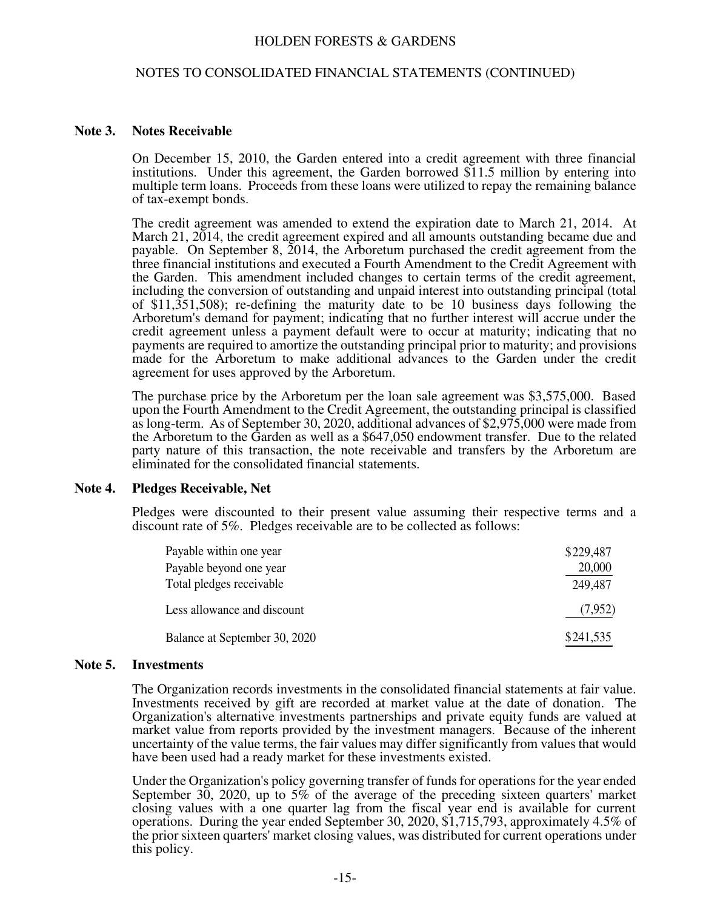## Note 3. Notes Receivable

On December 15, 2010, the Garden entered into a credit agreement with three financial institutions. Under this agreement, the Garden borrowed $11.5 million by entering into multiple term loans. Proceeds from these loans were utilized to repay the remaining balance of tax-exempt bonds.

The credit agreement was amended to extend the expiration date to March 21, 2014. At March 21, 2014, the credit agreement expired and all amounts outstanding became due and payable. On September 8, 2014, the Arboretum purchased the credit agreement from the three financial institutions and executed a Fourth Amendment to the Credit Agreement with the Garden. This amendment included changes to certain terms of the credit agreement, including the conversion of outstanding and unpaid interest into outstanding principal (total of $11,351,508); re-defining the maturity date to be 10 business days following the Arboretum's demand for payment; indicating that no further interest will accrue under the credit agreement unless a payment default were to occur at maturity; indicating that no payments are required to amortize the outstanding principal prior to maturity; and provisions made for the Arboretum to make additional advances to the Garden under the credit agreement for uses approved by the Arboretum.

The purchase price by the Arboretum per the loan sale agreement was $3,575,000. Based upon the Fourth Amendment to the Credit Agreement, the outstanding principal is classified as long-term. As of September 30, 2020, additional advances of $2,975,000 were made from the Arboretum to the Garden as well as a $647,050 endowment transfer. Due to the related party nature of this transaction, the note receivable and transfers by the Arboretum are eliminated for the consolidated financial statements.

## Note 4. Pledges Receivable, Net

Pledges were discounted to their present value assuming their respective terms and a discount rate of 5%. Pledges receivable are to be collected as follows:

| | |
|---|---|
| Payable within one year | $229,487 |
| Payable beyond one year | 20,000 |
| Total pledges receivable | 249,487 |
| Less allowance and discount | (7,952) |
| Balance at September 30, 2020 | $241,535 |

## Note 5. Investments

The Organization records investments in the consolidated financial statements at fair value. Investments received by gift are recorded at market value at the date of donation. The Organization's alternative investments partnerships and private equity funds are valued at market value from reports provided by the investment managers. Because of the inherent uncertainty of the value terms, the fair values may differ significantly from values that would have been used had a ready market for these investments existed.

Under the Organization's policy governing transfer of funds for operations for the year ended September 30, 2020, up to 5% of the average of the preceding sixteen quarters' market closing values with a one quarter lag from the fiscal year end is available for current operations. During the year ended September 30, 2020, $1,715,793, approximately 4.5% of the prior sixteen quarters' market closing values, was distributed for current operations under this policy.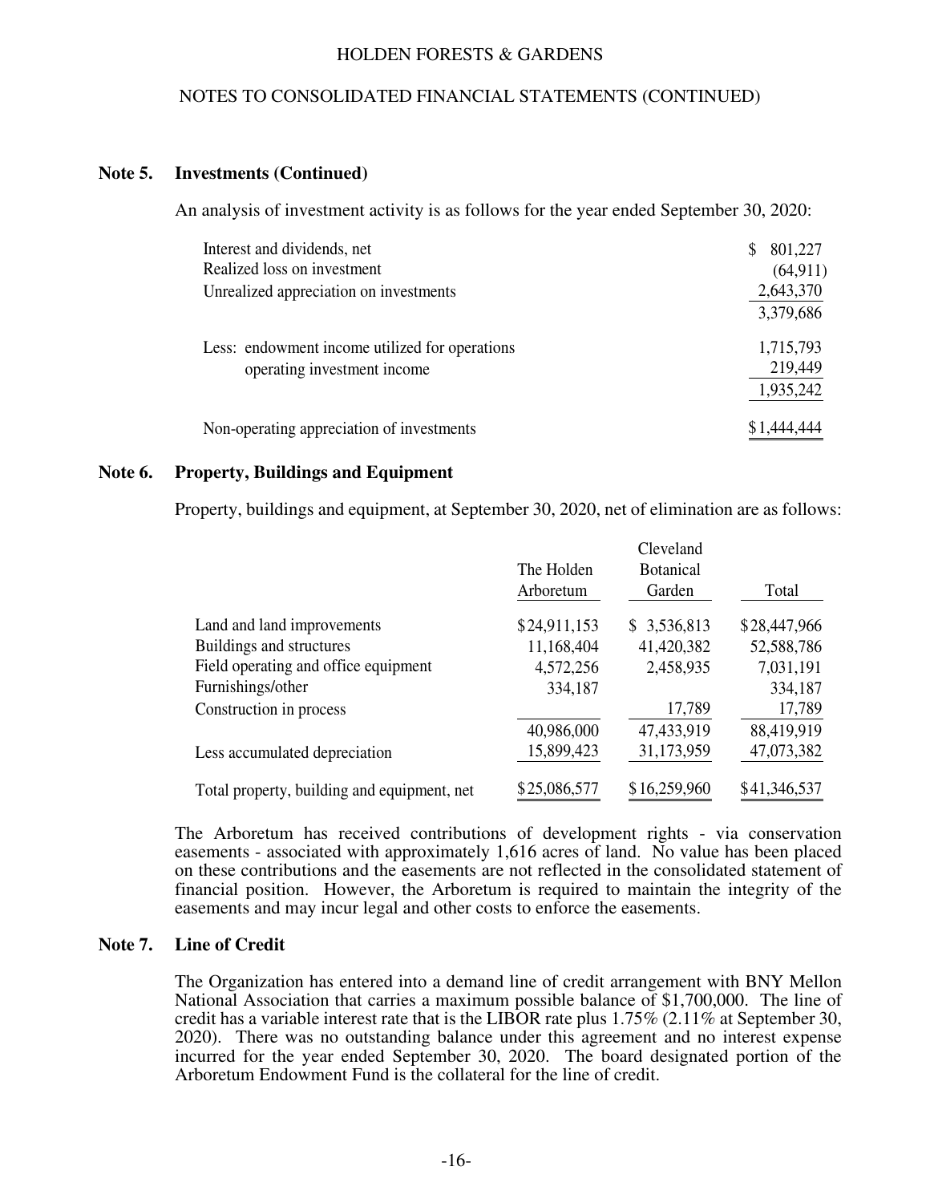## Note 5. Investments (Continued)

An analysis of investment activity is as follows for the year ended September 30, 2020:

| | |
|---|---|
| Interest and dividends, net | $ 801,227 |
| Realized loss on investment | (64,911) |
| Unrealized appreciation on investments | 2,643,370 |
| | 3,379,686 |
| Less: endowment income utilized for operations | 1,715,793 |
| operating investment income | 219,449 |
| | 1,935,242 |
| Non-operating appreciation of investments | $1,444,444 |

## Note 6. Property, Buildings and Equipment

Property, buildings and equipment, at September 30, 2020, net of elimination are as follows:

| | The Holden Arboretum | Cleveland Botanical Garden | Total |
|---|---|---|---|
| Land and land improvements | $24,911,153 | $ 3,536,813 | $28,447,966 |
| Buildings and structures | 11,168,404 | 41,420,382 | 52,588,786 |
| Field operating and office equipment | 4,572,256 | 2,458,935 | 7,031,191 |
| Furnishings/other | 334,187 | | 334,187 |
| Construction in process | | 17,789 | 17,789 |
| | 40,986,000 | 47,433,919 | 88,419,919 |
| Less accumulated depreciation | 15,899,423 | 31,173,959 | 47,073,382 |
| Total property, building and equipment, net | $25,086,577 | $16,259,960 | $41,346,537 |

The Arboretum has received contributions of development rights - via conservation easements - associated with approximately 1,616 acres of land. No value has been placed on these contributions and the easements are not reflected in the consolidated statement of financial position. However, the Arboretum is required to maintain the integrity of the easements and may incur legal and other costs to enforce the easements.

## Note 7. Line of Credit

The Organization has entered into a demand line of credit arrangement with BNY Mellon National Association that carries a maximum possible balance of $1,700,000. The line of credit has a variable interest rate that is the LIBOR rate plus 1.75% (2.11% at September 30, 2020). There was no outstanding balance under this agreement and no interest expense incurred for the year ended September 30, 2020. The board designated portion of the Arboretum Endowment Fund is the collateral for the line of credit.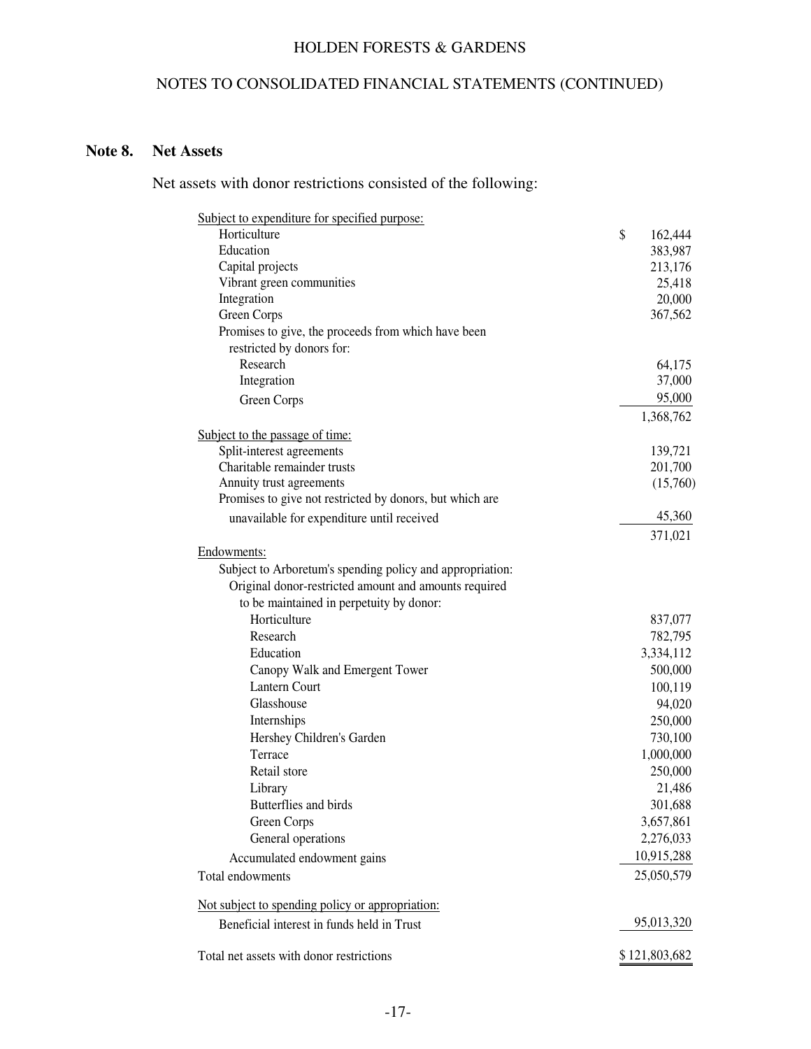## Note 8. Net Assets

Net assets with donor restrictions consisted of the following:

| | |
|---|---|
| Subject to expenditure for specified purpose: | |
| Horticulture | $ 162,444 |
| Education | 383,987 |
| Capital projects | 213,176 |
| Vibrant green communities | 25,418 |
| Integration | 20,000 |
| Green Corps | 367,562 |
| Promises to give, the proceeds from which have been restricted by donors for: | |
| Research | 64,175 |
| Integration | 37,000 |
| Green Corps | 95,000 |
| | 1,368,762 |
| Subject to the passage of time: | |
| Split-interest agreements | 139,721 |
| Charitable remainder trusts | 201,700 |
| Annuity trust agreements | (15,760) |
| Promises to give not restricted by donors, but which are unavailable for expenditure until received | 45,360 |
| | 371,021 |
| Endowments: | |
| Subject to Arboretum's spending policy and appropriation: | |
| Original donor-restricted amount and amounts required to be maintained in perpetuity by donor: | |
| Horticulture | 837,077 |
| Research | 782,795 |
| Education | 3,334,112 |
| Canopy Walk and Emergent Tower | 500,000 |
| Lantern Court | 100,119 |
| Glasshouse | 94,020 |
| Internships | 250,000 |
| Hershey Children's Garden | 730,100 |
| Terrace | 1,000,000 |
| Retail store | 250,000 |
| Library | 21,486 |
| Butterflies and birds | 301,688 |
| Green Corps | 3,657,861 |
| General operations | 2,276,033 |
| Accumulated endowment gains | 10,915,288 |
| Total endowments | 25,050,579 |
| Not subject to spending policy or appropriation: | |
| Beneficial interest in funds held in Trust | 95,013,320 |
| Total net assets with donor restrictions | $ 121,803,682 |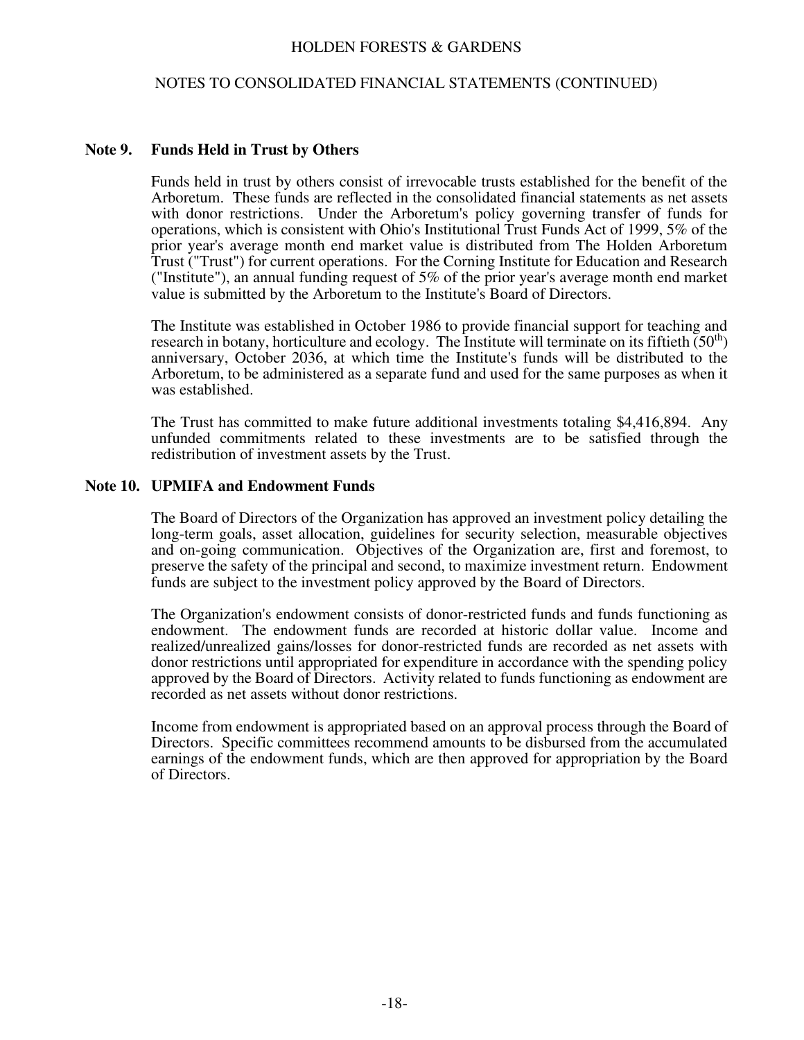## Note 9. Funds Held in Trust by Others

Funds held in trust by others consist of irrevocable trusts established for the benefit of the Arboretum. These funds are reflected in the consolidated financial statements as net assets with donor restrictions. Under the Arboretum's policy governing transfer of funds for operations, which is consistent with Ohio's Institutional Trust Funds Act of 1999, 5% of the prior year's average month end market value is distributed from The Holden Arboretum Trust ("Trust") for current operations. For the Corning Institute for Education and Research ("Institute"), an annual funding request of 5% of the prior year's average month end market value is submitted by the Arboretum to the Institute's Board of Directors.

The Institute was established in October 1986 to provide financial support for teaching and research in botany, horticulture and ecology. The Institute will terminate on its fiftieth (50th) anniversary, October 2036, at which time the Institute's funds will be distributed to the Arboretum, to be administered as a separate fund and used for the same purposes as when it was established.

The Trust has committed to make future additional investments totaling $4,416,894. Any unfunded commitments related to these investments are to be satisfied through the redistribution of investment assets by the Trust.

## Note 10. UPMIFA and Endowment Funds

The Board of Directors of the Organization has approved an investment policy detailing the long-term goals, asset allocation, guidelines for security selection, measurable objectives and on-going communication. Objectives of the Organization are, first and foremost, to preserve the safety of the principal and second, to maximize investment return. Endowment funds are subject to the investment policy approved by the Board of Directors.

The Organization's endowment consists of donor-restricted funds and funds functioning as endowment. The endowment funds are recorded at historic dollar value. Income and realized/unrealized gains/losses for donor-restricted funds are recorded as net assets with donor restrictions until appropriated for expenditure in accordance with the spending policy approved by the Board of Directors. Activity related to funds functioning as endowment are recorded as net assets without donor restrictions.

Income from endowment is appropriated based on an approval process through the Board of Directors. Specific committees recommend amounts to be disbursed from the accumulated earnings of the endowment funds, which are then approved for appropriation by the Board of Directors.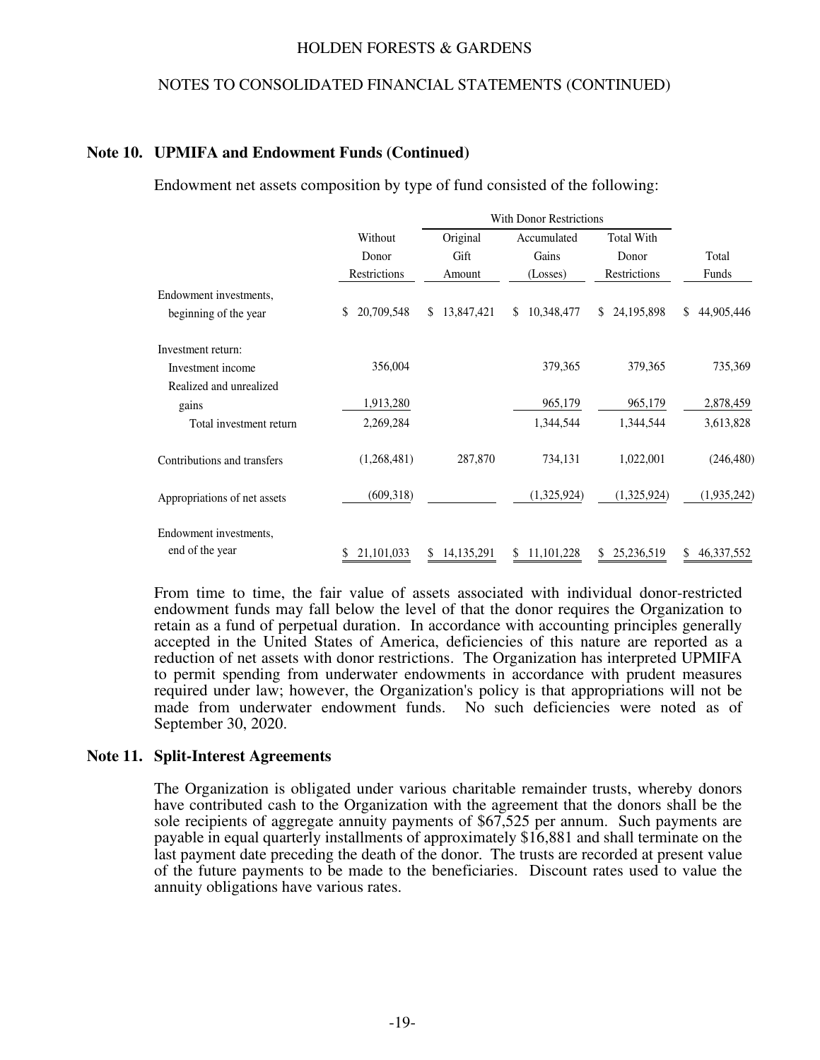## Note 10. UPMIFA and Endowment Funds (Continued)

Endowment net assets composition by type of fund consisted of the following:

| | Without Donor Restrictions | With Donor Restrictions | | | Total Funds |
|---|---|---|---|---|---|
| | | Original Gift Amount | Accumulated Gains (Losses) | Total With Donor Restrictions | |
| Endowment investments, beginning of the year | $ 20,709,548 | $ 13,847,421 | $ 10,348,477 | $ 24,195,898 | $ 44,905,446 |
| Investment return: | | | | | |
| Investment income | 356,004 | | 379,365 | 379,365 | 735,369 |
| Realized and unrealized gains | 1,913,280 | | 965,179 | 965,179 | 2,878,459 |
| Total investment return | 2,269,284 | | 1,344,544 | 1,344,544 | 3,613,828 |
| Contributions and transfers | (1,268,481) | 287,870 | 734,131 | 1,022,001 | (246,480) |
| Appropriations of net assets | (609,318) | | (1,325,924) | (1,325,924) | (1,935,242) |
| Endowment investments, end of the year | $ 21,101,033 | $ 14,135,291 | $ 11,101,228 | $ 25,236,519 | $ 46,337,552 |

From time to time, the fair value of assets associated with individual donor-restricted endowment funds may fall below the level of that the donor requires the Organization to retain as a fund of perpetual duration. In accordance with accounting principles generally accepted in the United States of America, deficiencies of this nature are reported as a reduction of net assets with donor restrictions. The Organization has interpreted UPMIFA to permit spending from underwater endowments in accordance with prudent measures required under law; however, the Organization's policy is that appropriations will not be made from underwater endowment funds. No such deficiencies were noted as of September 30, 2020.

## Note 11. Split-Interest Agreements

The Organization is obligated under various charitable remainder trusts, whereby donors have contributed cash to the Organization with the agreement that the donors shall be the sole recipients of aggregate annuity payments of $67,525 per annum. Such payments are payable in equal quarterly installments of approximately $16,881 and shall terminate on the last payment date preceding the death of the donor. The trusts are recorded at present value of the future payments to be made to the beneficiaries. Discount rates used to value the annuity obligations have various rates.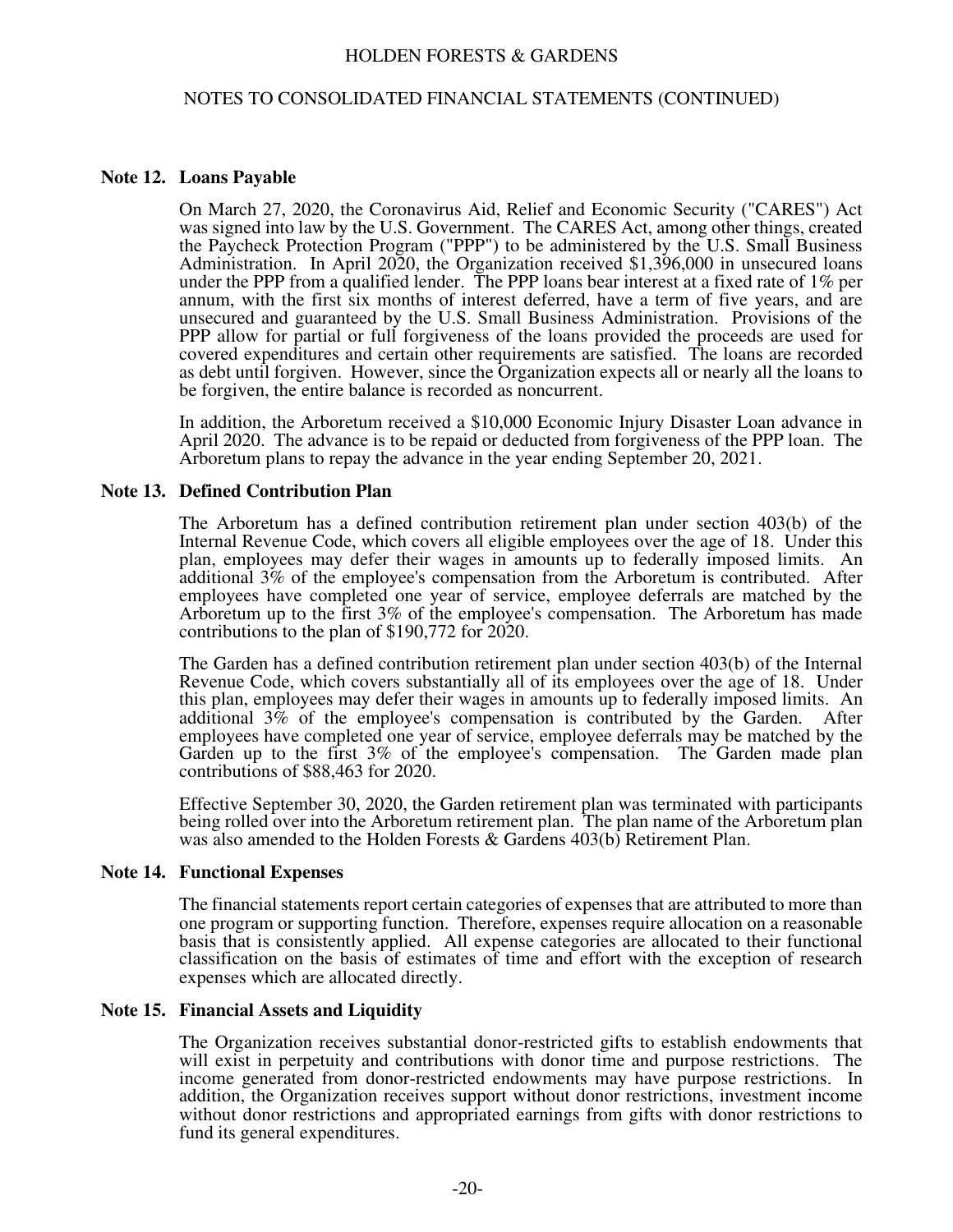## Note 12. Loans Payable

On March 27, 2020, the Coronavirus Aid, Relief and Economic Security ("CARES") Act was signed into law by the U.S. Government. The CARES Act, among other things, created the Paycheck Protection Program ("PPP") to be administered by the U.S. Small Business Administration. In April 2020, the Organization received $1,396,000 in unsecured loans under the PPP from a qualified lender. The PPP loans bear interest at a fixed rate of 1% per annum, with the first six months of interest deferred, have a term of five years, and are unsecured and guaranteed by the U.S. Small Business Administration. Provisions of the PPP allow for partial or full forgiveness of the loans provided the proceeds are used for covered expenditures and certain other requirements are satisfied. The loans are recorded as debt until forgiven. However, since the Organization expects all or nearly all the loans to be forgiven, the entire balance is recorded as noncurrent.

In addition, the Arboretum received a $10,000 Economic Injury Disaster Loan advance in April 2020. The advance is to be repaid or deducted from forgiveness of the PPP loan. The Arboretum plans to repay the advance in the year ending September 20, 2021.

## Note 13. Defined Contribution Plan

The Arboretum has a defined contribution retirement plan under section 403(b) of the Internal Revenue Code, which covers all eligible employees over the age of 18. Under this plan, employees may defer their wages in amounts up to federally imposed limits. An additional 3% of the employee's compensation from the Arboretum is contributed. After employees have completed one year of service, employee deferrals are matched by the Arboretum up to the first 3% of the employee's compensation. The Arboretum has made contributions to the plan of $190,772 for 2020.

The Garden has a defined contribution retirement plan under section 403(b) of the Internal Revenue Code, which covers substantially all of its employees over the age of 18. Under this plan, employees may defer their wages in amounts up to federally imposed limits. An additional 3% of the employee's compensation is contributed by the Garden. After employees have completed one year of service, employee deferrals may be matched by the Garden up to the first 3% of the employee's compensation. The Garden made plan contributions of $88,463 for 2020.

Effective September 30, 2020, the Garden retirement plan was terminated with participants being rolled over into the Arboretum retirement plan. The plan name of the Arboretum plan was also amended to the Holden Forests & Gardens 403(b) Retirement Plan.

## Note 14. Functional Expenses

The financial statements report certain categories of expenses that are attributed to more than one program or supporting function. Therefore, expenses require allocation on a reasonable basis that is consistently applied. All expense categories are allocated to their functional classification on the basis of estimates of time and effort with the exception of research expenses which are allocated directly.

## Note 15. Financial Assets and Liquidity

The Organization receives substantial donor-restricted gifts to establish endowments that will exist in perpetuity and contributions with donor time and purpose restrictions. The income generated from donor-restricted endowments may have purpose restrictions. In addition, the Organization receives support without donor restrictions, investment income without donor restrictions and appropriated earnings from gifts with donor restrictions to fund its general expenditures.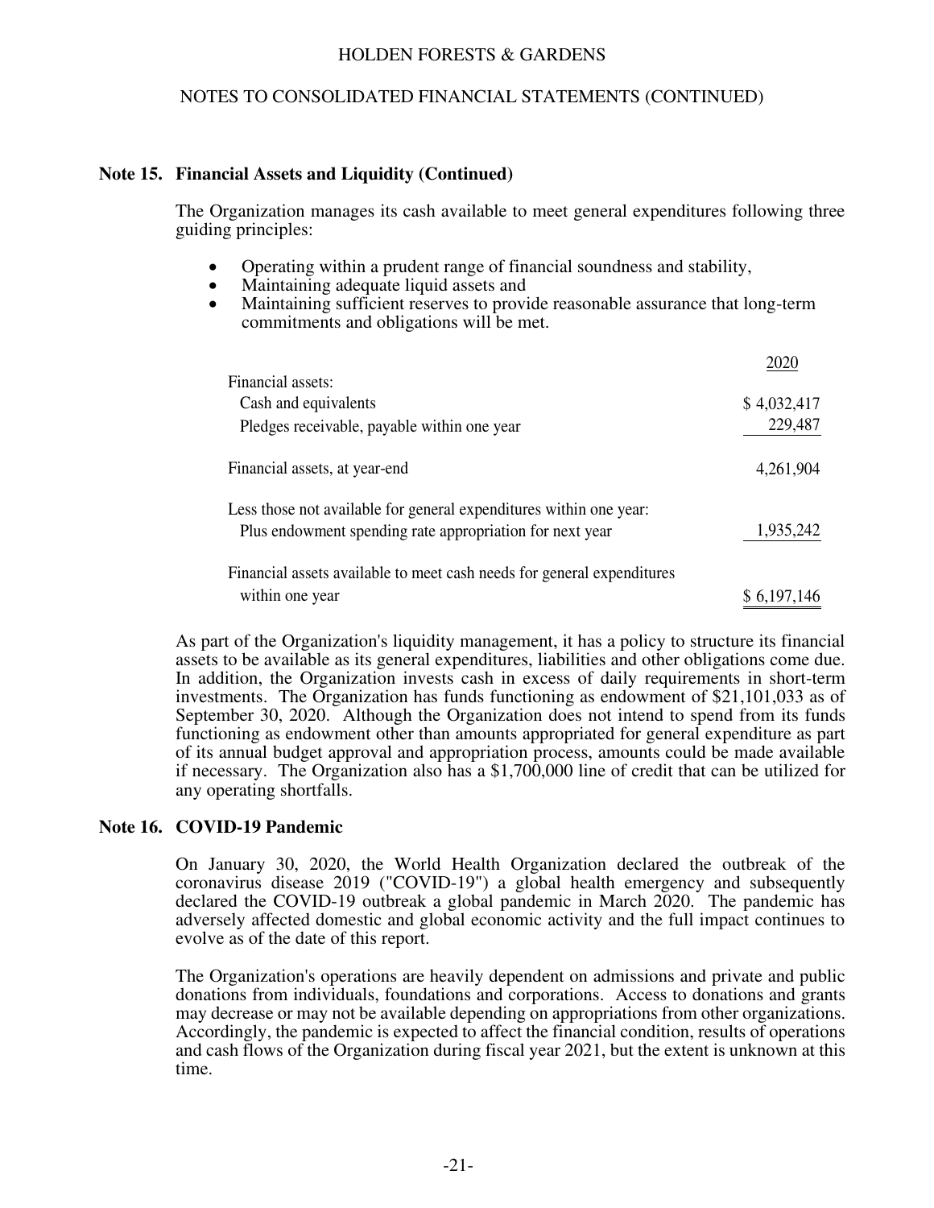## Note 15. Financial Assets and Liquidity (Continued)

The Organization manages its cash available to meet general expenditures following three guiding principles:

- Operating within a prudent range of financial soundness and stability,
- Maintaining adequate liquid assets and
- Maintaining sufficient reserves to provide reasonable assurance that long-term commitments and obligations will be met.

| | 2020 |
|---|---|
| Financial assets: | |
| Cash and equivalents | $ 4,032,417 |
| Pledges receivable, payable within one year | 229,487 |
| Financial assets, at year-end | 4,261,904 |
| Less those not available for general expenditures within one year: | |
| Plus endowment spending rate appropriation for next year | 1,935,242 |
| Financial assets available to meet cash needs for general expenditures within one year | $ 6,197,146 |

As part of the Organization's liquidity management, it has a policy to structure its financial assets to be available as its general expenditures, liabilities and other obligations come due. In addition, the Organization invests cash in excess of daily requirements in short-term investments. The Organization has funds functioning as endowment of $21,101,033 as of September 30, 2020. Although the Organization does not intend to spend from its funds functioning as endowment other than amounts appropriated for general expenditure as part of its annual budget approval and appropriation process, amounts could be made available if necessary. The Organization also has a $1,700,000 line of credit that can be utilized for any operating shortfalls.

## Note 16. COVID-19 Pandemic

On January 30, 2020, the World Health Organization declared the outbreak of the coronavirus disease 2019 ("COVID-19") a global health emergency and subsequently declared the COVID-19 outbreak a global pandemic in March 2020. The pandemic has adversely affected domestic and global economic activity and the full impact continues to evolve as of the date of this report.

The Organization's operations are heavily dependent on admissions and private and public donations from individuals, foundations and corporations. Access to donations and grants may decrease or may not be available depending on appropriations from other organizations. Accordingly, the pandemic is expected to affect the financial condition, results of operations and cash flows of the Organization during fiscal year 2021, but the extent is unknown at this time.